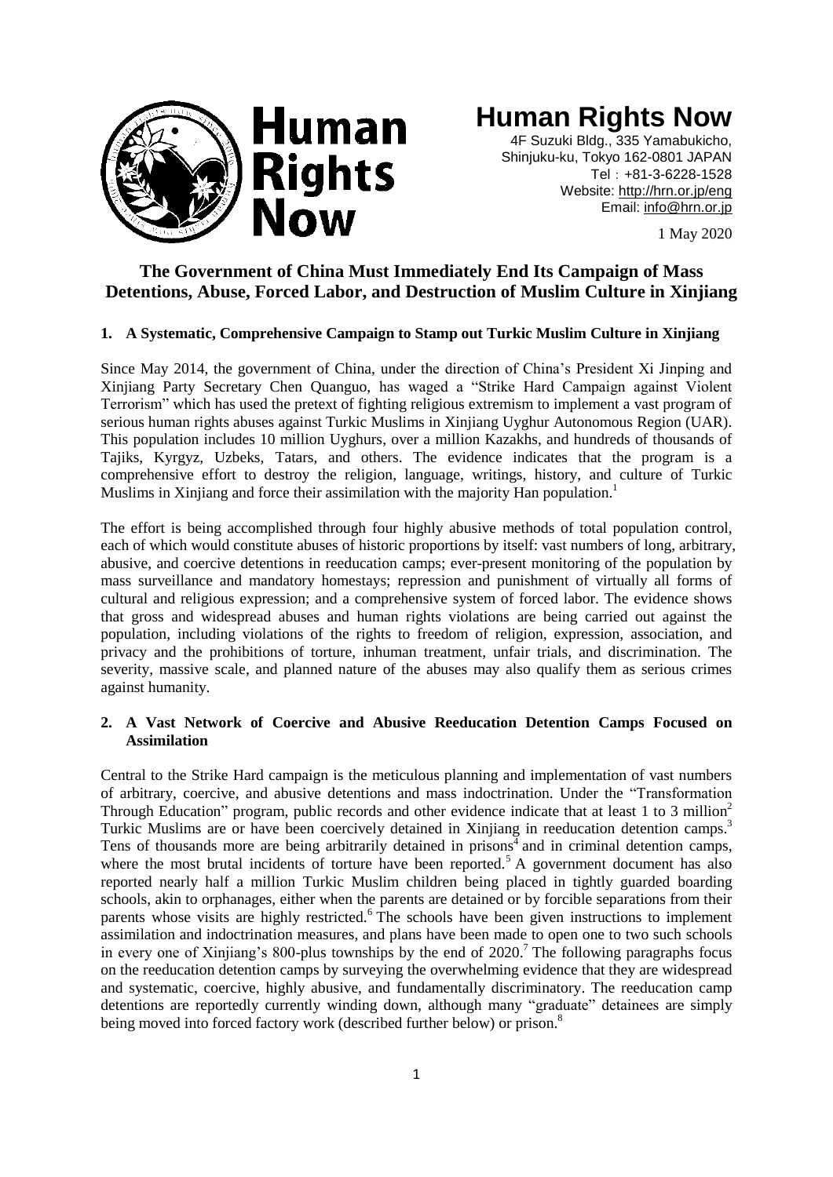# Human Rights Now

4F Suzuki Bldg., 335 Yamabukicho,
Shinjuku-ku, Tokyo 162-0801 JAPAN
Tel：+81-3-6228-1528
Website: http://hrn.or.jp/eng
Email: info@hrn.or.jp

1 May 2020

## The Government of China Must Immediately End Its Campaign of Mass Detentions, Abuse, Forced Labor, and Destruction of Muslim Culture in Xinjiang

### 1. A Systematic, Comprehensive Campaign to Stamp out Turkic Muslim Culture in Xinjiang

Since May 2014, the government of China, under the direction of China's President Xi Jinping and Xinjiang Party Secretary Chen Quanguo, has waged a "Strike Hard Campaign against Violent Terrorism" which has used the pretext of fighting religious extremism to implement a vast program of serious human rights abuses against Turkic Muslims in Xinjiang Uyghur Autonomous Region (UAR). This population includes 10 million Uyghurs, over a million Kazakhs, and hundreds of thousands of Tajiks, Kyrgyz, Uzbeks, Tatars, and others. The evidence indicates that the program is a comprehensive effort to destroy the religion, language, writings, history, and culture of Turkic Muslims in Xinjiang and force their assimilation with the majority Han population.[1]

The effort is being accomplished through four highly abusive methods of total population control, each of which would constitute abuses of historic proportions by itself: vast numbers of long, arbitrary, abusive, and coercive detentions in reeducation camps; ever-present monitoring of the population by mass surveillance and mandatory homestays; repression and punishment of virtually all forms of cultural and religious expression; and a comprehensive system of forced labor. The evidence shows that gross and widespread abuses and human rights violations are being carried out against the population, including violations of the rights to freedom of religion, expression, association, and privacy and the prohibitions of torture, inhuman treatment, unfair trials, and discrimination. The severity, massive scale, and planned nature of the abuses may also qualify them as serious crimes against humanity.

### 2. A Vast Network of Coercive and Abusive Reeducation Detention Camps Focused on Assimilation

Central to the Strike Hard campaign is the meticulous planning and implementation of vast numbers of arbitrary, coercive, and abusive detentions and mass indoctrination. Under the "Transformation Through Education" program, public records and other evidence indicate that at least 1 to 3 million[2] Turkic Muslims are or have been coercively detained in Xinjiang in reeducation detention camps.[3] Tens of thousands more are being arbitrarily detained in prisons[4] and in criminal detention camps, where the most brutal incidents of torture have been reported.[5] A government document has also reported nearly half a million Turkic Muslim children being placed in tightly guarded boarding schools, akin to orphanages, either when the parents are detained or by forcible separations from their parents whose visits are highly restricted.[6] The schools have been given instructions to implement assimilation and indoctrination measures, and plans have been made to open one to two such schools in every one of Xinjiang's 800-plus townships by the end of 2020.[7] The following paragraphs focus on the reeducation detention camps by surveying the overwhelming evidence that they are widespread and systematic, coercive, highly abusive, and fundamentally discriminatory. The reeducation camp detentions are reportedly currently winding down, although many "graduate" detainees are simply being moved into forced factory work (described further below) or prison.[8]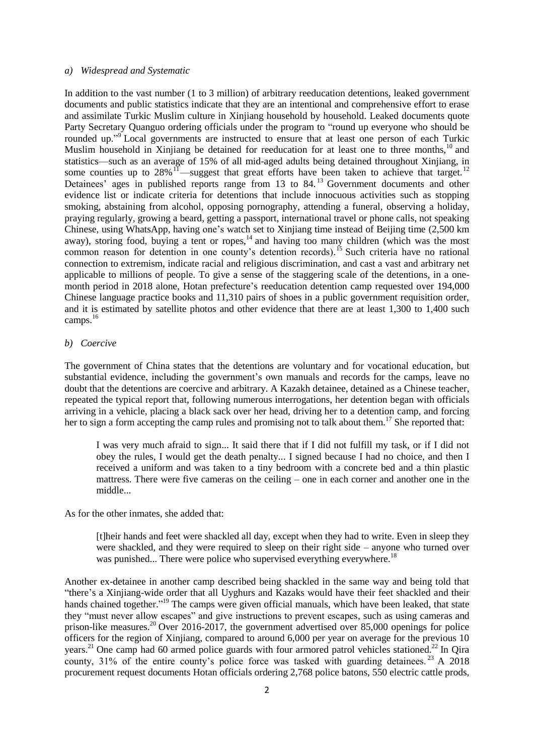*a) Widespread and Systematic*

In addition to the vast number (1 to 3 million) of arbitrary reeducation detentions, leaked government documents and public statistics indicate that they are an intentional and comprehensive effort to erase and assimilate Turkic Muslim culture in Xinjiang household by household. Leaked documents quote Party Secretary Quanguo ordering officials under the program to "round up everyone who should be rounded up."[9] Local governments are instructed to ensure that at least one person of each Turkic Muslim household in Xinjiang be detained for reeducation for at least one to three months,[10] and statistics—such as an average of 15% of all mid-aged adults being detained throughout Xinjiang, in some counties up to 28%[11]—suggest that great efforts have been taken to achieve that target.[12] Detainees' ages in published reports range from 13 to 84.[13] Government documents and other evidence list or indicate criteria for detentions that include innocuous activities such as stopping smoking, abstaining from alcohol, opposing pornography, attending a funeral, observing a holiday, praying regularly, growing a beard, getting a passport, international travel or phone calls, not speaking Chinese, using WhatsApp, having one's watch set to Xinjiang time instead of Beijing time (2,500 km away), storing food, buying a tent or ropes,[14] and having too many children (which was the most common reason for detention in one county's detention records).[15] Such criteria have no rational connection to extremism, indicate racial and religious discrimination, and cast a vast and arbitrary net applicable to millions of people. To give a sense of the staggering scale of the detentions, in a one-month period in 2018 alone, Hotan prefecture's reeducation detention camp requested over 194,000 Chinese language practice books and 11,310 pairs of shoes in a public government requisition order, and it is estimated by satellite photos and other evidence that there are at least 1,300 to 1,400 such camps.[16]

*b) Coercive*

The government of China states that the detentions are voluntary and for vocational education, but substantial evidence, including the government's own manuals and records for the camps, leave no doubt that the detentions are coercive and arbitrary. A Kazakh detainee, detained as a Chinese teacher, repeated the typical report that, following numerous interrogations, her detention began with officials arriving in a vehicle, placing a black sack over her head, driving her to a detention camp, and forcing her to sign a form accepting the camp rules and promising not to talk about them.[17] She reported that:

> I was very much afraid to sign... It said there that if I did not fulfill my task, or if I did not obey the rules, I would get the death penalty... I signed because I had no choice, and then I received a uniform and was taken to a tiny bedroom with a concrete bed and a thin plastic mattress. There were five cameras on the ceiling – one in each corner and another one in the middle...

As for the other inmates, she added that:

> [t]heir hands and feet were shackled all day, except when they had to write. Even in sleep they were shackled, and they were required to sleep on their right side – anyone who turned over was punished... There were police who supervised everything everywhere.[18]

Another ex-detainee in another camp described being shackled in the same way and being told that "there's a Xinjiang-wide order that all Uyghurs and Kazaks would have their feet shackled and their hands chained together."[19] The camps were given official manuals, which have been leaked, that state they "must never allow escapes" and give instructions to prevent escapes, such as using cameras and prison-like measures.[20] Over 2016-2017, the government advertised over 85,000 openings for police officers for the region of Xinjiang, compared to around 6,000 per year on average for the previous 10 years.[21] One camp had 60 armed police guards with four armored patrol vehicles stationed.[22] In Qira county, 31% of the entire county's police force was tasked with guarding detainees.[23] A 2018 procurement request documents Hotan officials ordering 2,768 police batons, 550 electric cattle prods,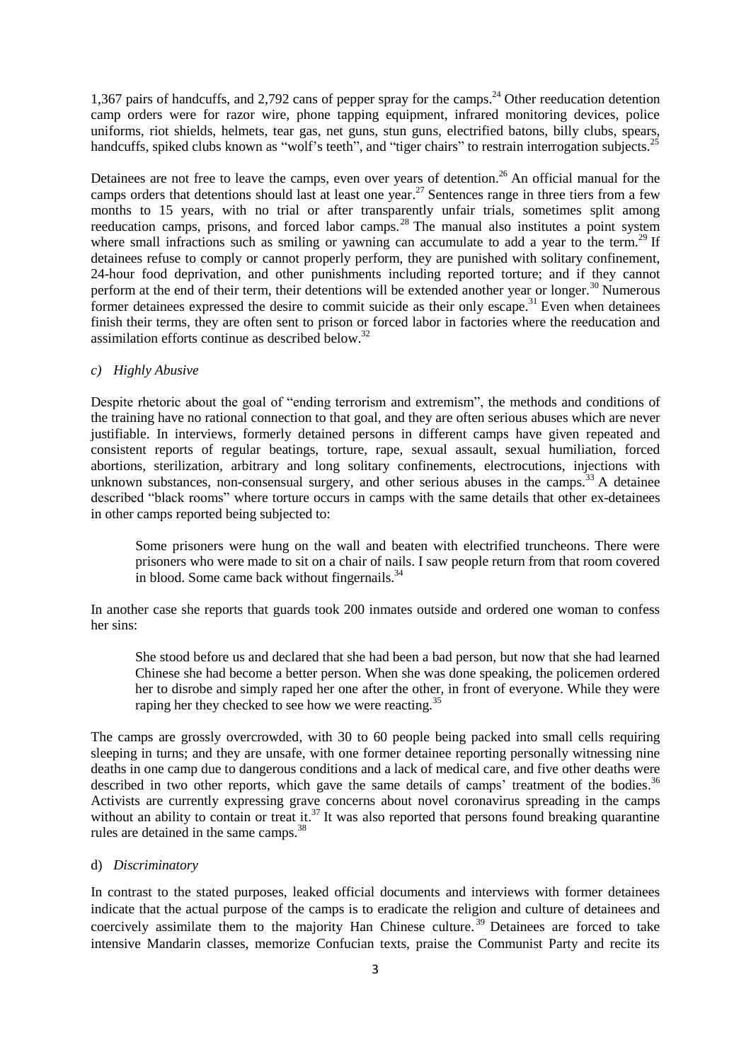1,367 pairs of handcuffs, and 2,792 cans of pepper spray for the camps.[24] Other reeducation detention camp orders were for razor wire, phone tapping equipment, infrared monitoring devices, police uniforms, riot shields, helmets, tear gas, net guns, stun guns, electrified batons, billy clubs, spears, handcuffs, spiked clubs known as "wolf's teeth", and "tiger chairs" to restrain interrogation subjects.[25]

Detainees are not free to leave the camps, even over years of detention.[26] An official manual for the camps orders that detentions should last at least one year.[27] Sentences range in three tiers from a few months to 15 years, with no trial or after transparently unfair trials, sometimes split among reeducation camps, prisons, and forced labor camps.[28] The manual also institutes a point system where small infractions such as smiling or yawning can accumulate to add a year to the term.[29] If detainees refuse to comply or cannot properly perform, they are punished with solitary confinement, 24-hour food deprivation, and other punishments including reported torture; and if they cannot perform at the end of their term, their detentions will be extended another year or longer.[30] Numerous former detainees expressed the desire to commit suicide as their only escape.[31] Even when detainees finish their terms, they are often sent to prison or forced labor in factories where the reeducation and assimilation efforts continue as described below.[32]

### c) *Highly Abusive*

Despite rhetoric about the goal of "ending terrorism and extremism", the methods and conditions of the training have no rational connection to that goal, and they are often serious abuses which are never justifiable. In interviews, formerly detained persons in different camps have given repeated and consistent reports of regular beatings, torture, rape, sexual assault, sexual humiliation, forced abortions, sterilization, arbitrary and long solitary confinements, electrocutions, injections with unknown substances, non-consensual surgery, and other serious abuses in the camps.[33] A detainee described "black rooms" where torture occurs in camps with the same details that other ex-detainees in other camps reported being subjected to:

> Some prisoners were hung on the wall and beaten with electrified truncheons. There were prisoners who were made to sit on a chair of nails. I saw people return from that room covered in blood. Some came back without fingernails.[34]

In another case she reports that guards took 200 inmates outside and ordered one woman to confess her sins:

> She stood before us and declared that she had been a bad person, but now that she had learned Chinese she had become a better person. When she was done speaking, the policemen ordered her to disrobe and simply raped her one after the other, in front of everyone. While they were raping her they checked to see how we were reacting.[35]

The camps are grossly overcrowded, with 30 to 60 people being packed into small cells requiring sleeping in turns; and they are unsafe, with one former detainee reporting personally witnessing nine deaths in one camp due to dangerous conditions and a lack of medical care, and five other deaths were described in two other reports, which gave the same details of camps' treatment of the bodies.[36] Activists are currently expressing grave concerns about novel coronavirus spreading in the camps without an ability to contain or treat it.[37] It was also reported that persons found breaking quarantine rules are detained in the same camps.[38]

### d) *Discriminatory*

In contrast to the stated purposes, leaked official documents and interviews with former detainees indicate that the actual purpose of the camps is to eradicate the religion and culture of detainees and coercively assimilate them to the majority Han Chinese culture.[39] Detainees are forced to take intensive Mandarin classes, memorize Confucian texts, praise the Communist Party and recite its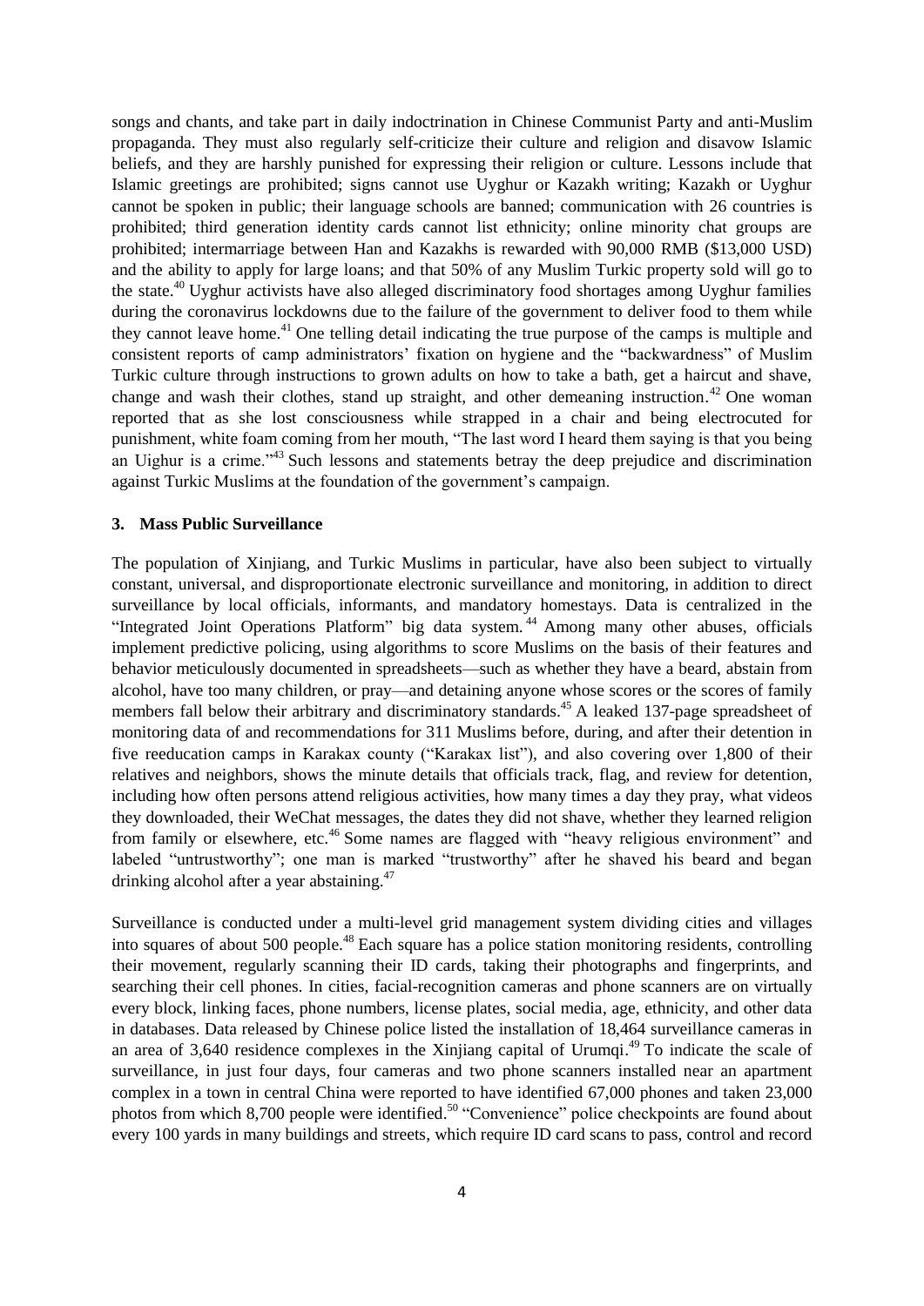songs and chants, and take part in daily indoctrination in Chinese Communist Party and anti-Muslim propaganda. They must also regularly self-criticize their culture and religion and disavow Islamic beliefs, and they are harshly punished for expressing their religion or culture. Lessons include that Islamic greetings are prohibited; signs cannot use Uyghur or Kazakh writing; Kazakh or Uyghur cannot be spoken in public; their language schools are banned; communication with 26 countries is prohibited; third generation identity cards cannot list ethnicity; online minority chat groups are prohibited; intermarriage between Han and Kazakhs is rewarded with 90,000 RMB ($13,000 USD) and the ability to apply for large loans; and that 50% of any Muslim Turkic property sold will go to the state.[40] Uyghur activists have also alleged discriminatory food shortages among Uyghur families during the coronavirus lockdowns due to the failure of the government to deliver food to them while they cannot leave home.[41] One telling detail indicating the true purpose of the camps is multiple and consistent reports of camp administrators' fixation on hygiene and the "backwardness" of Muslim Turkic culture through instructions to grown adults on how to take a bath, get a haircut and shave, change and wash their clothes, stand up straight, and other demeaning instruction.[42] One woman reported that as she lost consciousness while strapped in a chair and being electrocuted for punishment, white foam coming from her mouth, "The last word I heard them saying is that you being an Uighur is a crime."[43] Such lessons and statements betray the deep prejudice and discrimination against Turkic Muslims at the foundation of the government's campaign.

### 3. Mass Public Surveillance

The population of Xinjiang, and Turkic Muslims in particular, have also been subject to virtually constant, universal, and disproportionate electronic surveillance and monitoring, in addition to direct surveillance by local officials, informants, and mandatory homestays. Data is centralized in the "Integrated Joint Operations Platform" big data system.[44] Among many other abuses, officials implement predictive policing, using algorithms to score Muslims on the basis of their features and behavior meticulously documented in spreadsheets—such as whether they have a beard, abstain from alcohol, have too many children, or pray—and detaining anyone whose scores or the scores of family members fall below their arbitrary and discriminatory standards.[45] A leaked 137-page spreadsheet of monitoring data of and recommendations for 311 Muslims before, during, and after their detention in five reeducation camps in Karakax county ("Karakax list"), and also covering over 1,800 of their relatives and neighbors, shows the minute details that officials track, flag, and review for detention, including how often persons attend religious activities, how many times a day they pray, what videos they downloaded, their WeChat messages, the dates they did not shave, whether they learned religion from family or elsewhere, etc.[46] Some names are flagged with "heavy religious environment" and labeled "untrustworthy"; one man is marked "trustworthy" after he shaved his beard and began drinking alcohol after a year abstaining.[47]

Surveillance is conducted under a multi-level grid management system dividing cities and villages into squares of about 500 people.[48] Each square has a police station monitoring residents, controlling their movement, regularly scanning their ID cards, taking their photographs and fingerprints, and searching their cell phones. In cities, facial-recognition cameras and phone scanners are on virtually every block, linking faces, phone numbers, license plates, social media, age, ethnicity, and other data in databases. Data released by Chinese police listed the installation of 18,464 surveillance cameras in an area of 3,640 residence complexes in the Xinjiang capital of Urumqi.[49] To indicate the scale of surveillance, in just four days, four cameras and two phone scanners installed near an apartment complex in a town in central China were reported to have identified 67,000 phones and taken 23,000 photos from which 8,700 people were identified.[50] "Convenience" police checkpoints are found about every 100 yards in many buildings and streets, which require ID card scans to pass, control and record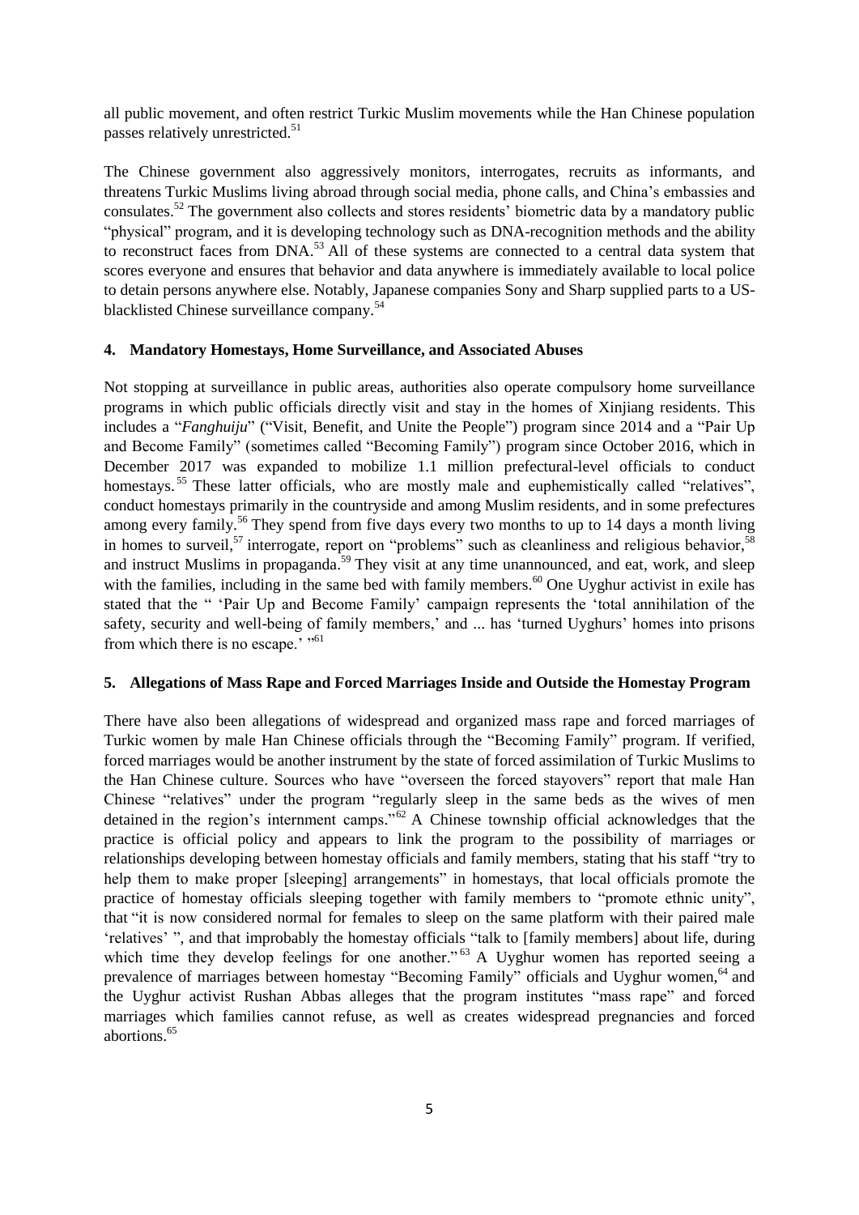all public movement, and often restrict Turkic Muslim movements while the Han Chinese population passes relatively unrestricted.[51]

The Chinese government also aggressively monitors, interrogates, recruits as informants, and threatens Turkic Muslims living abroad through social media, phone calls, and China's embassies and consulates.[52] The government also collects and stores residents' biometric data by a mandatory public "physical" program, and it is developing technology such as DNA-recognition methods and the ability to reconstruct faces from DNA.[53] All of these systems are connected to a central data system that scores everyone and ensures that behavior and data anywhere is immediately available to local police to detain persons anywhere else. Notably, Japanese companies Sony and Sharp supplied parts to a US-blacklisted Chinese surveillance company.[54]

### 4. Mandatory Homestays, Home Surveillance, and Associated Abuses

Not stopping at surveillance in public areas, authorities also operate compulsory home surveillance programs in which public officials directly visit and stay in the homes of Xinjiang residents. This includes a "*Fanghuiju*" ("Visit, Benefit, and Unite the People") program since 2014 and a "Pair Up and Become Family" (sometimes called "Becoming Family") program since October 2016, which in December 2017 was expanded to mobilize 1.1 million prefectural-level officials to conduct homestays.[55] These latter officials, who are mostly male and euphemistically called "relatives", conduct homestays primarily in the countryside and among Muslim residents, and in some prefectures among every family.[56] They spend from five days every two months to up to 14 days a month living in homes to surveil,[57] interrogate, report on "problems" such as cleanliness and religious behavior,[58] and instruct Muslims in propaganda.[59] They visit at any time unannounced, and eat, work, and sleep with the families, including in the same bed with family members.[60] One Uyghur activist in exile has stated that the " 'Pair Up and Become Family' campaign represents the 'total annihilation of the safety, security and well-being of family members,' and ... has 'turned Uyghurs' homes into prisons from which there is no escape.' "[61]

### 5. Allegations of Mass Rape and Forced Marriages Inside and Outside the Homestay Program

There have also been allegations of widespread and organized mass rape and forced marriages of Turkic women by male Han Chinese officials through the "Becoming Family" program. If verified, forced marriages would be another instrument by the state of forced assimilation of Turkic Muslims to the Han Chinese culture. Sources who have "overseen the forced stayovers" report that male Han Chinese "relatives" under the program "regularly sleep in the same beds as the wives of men detained in the region's internment camps."[62] A Chinese township official acknowledges that the practice is official policy and appears to link the program to the possibility of marriages or relationships developing between homestay officials and family members, stating that his staff "try to help them to make proper [sleeping] arrangements" in homestays, that local officials promote the practice of homestay officials sleeping together with family members to "promote ethnic unity", that "it is now considered normal for females to sleep on the same platform with their paired male 'relatives' ", and that improbably the homestay officials "talk to [family members] about life, during which time they develop feelings for one another."[63] A Uyghur women has reported seeing a prevalence of marriages between homestay "Becoming Family" officials and Uyghur women,[64] and the Uyghur activist Rushan Abbas alleges that the program institutes "mass rape" and forced marriages which families cannot refuse, as well as creates widespread pregnancies and forced abortions.[65]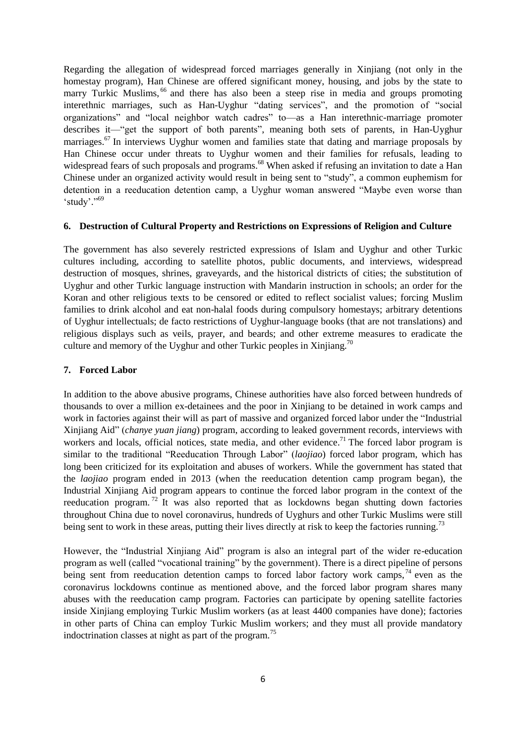Regarding the allegation of widespread forced marriages generally in Xinjiang (not only in the homestay program), Han Chinese are offered significant money, housing, and jobs by the state to marry Turkic Muslims,[66] and there has also been a steep rise in media and groups promoting interethnic marriages, such as Han-Uyghur "dating services", and the promotion of "social organizations" and "local neighbor watch cadres" to—as a Han interethnic-marriage promoter describes it—"get the support of both parents", meaning both sets of parents, in Han-Uyghur marriages.[67] In interviews Uyghur women and families state that dating and marriage proposals by Han Chinese occur under threats to Uyghur women and their families for refusals, leading to widespread fears of such proposals and programs.[68] When asked if refusing an invitation to date a Han Chinese under an organized activity would result in being sent to "study", a common euphemism for detention in a reeducation detention camp, a Uyghur woman answered "Maybe even worse than 'study'."[69]

### 6. Destruction of Cultural Property and Restrictions on Expressions of Religion and Culture

The government has also severely restricted expressions of Islam and Uyghur and other Turkic cultures including, according to satellite photos, public documents, and interviews, widespread destruction of mosques, shrines, graveyards, and the historical districts of cities; the substitution of Uyghur and other Turkic language instruction with Mandarin instruction in schools; an order for the Koran and other religious texts to be censored or edited to reflect socialist values; forcing Muslim families to drink alcohol and eat non-halal foods during compulsory homestays; arbitrary detentions of Uyghur intellectuals; de facto restrictions of Uyghur-language books (that are not translations) and religious displays such as veils, prayer, and beards; and other extreme measures to eradicate the culture and memory of the Uyghur and other Turkic peoples in Xinjiang.[70]

### 7. Forced Labor

In addition to the above abusive programs, Chinese authorities have also forced between hundreds of thousands to over a million ex-detainees and the poor in Xinjiang to be detained in work camps and work in factories against their will as part of massive and organized forced labor under the "Industrial Xinjiang Aid" (*chanye yuan jiang*) program, according to leaked government records, interviews with workers and locals, official notices, state media, and other evidence.[71] The forced labor program is similar to the traditional "Reeducation Through Labor" (*laojiao*) forced labor program, which has long been criticized for its exploitation and abuses of workers. While the government has stated that the *laojiao* program ended in 2013 (when the reeducation detention camp program began), the Industrial Xinjiang Aid program appears to continue the forced labor program in the context of the reeducation program.[72] It was also reported that as lockdowns began shutting down factories throughout China due to novel coronavirus, hundreds of Uyghurs and other Turkic Muslims were still being sent to work in these areas, putting their lives directly at risk to keep the factories running.[73]

However, the "Industrial Xinjiang Aid" program is also an integral part of the wider re-education program as well (called "vocational training" by the government). There is a direct pipeline of persons being sent from reeducation detention camps to forced labor factory work camps,[74] even as the coronavirus lockdowns continue as mentioned above, and the forced labor program shares many abuses with the reeducation camp program. Factories can participate by opening satellite factories inside Xinjiang employing Turkic Muslim workers (as at least 4400 companies have done); factories in other parts of China can employ Turkic Muslim workers; and they must all provide mandatory indoctrination classes at night as part of the program.[75]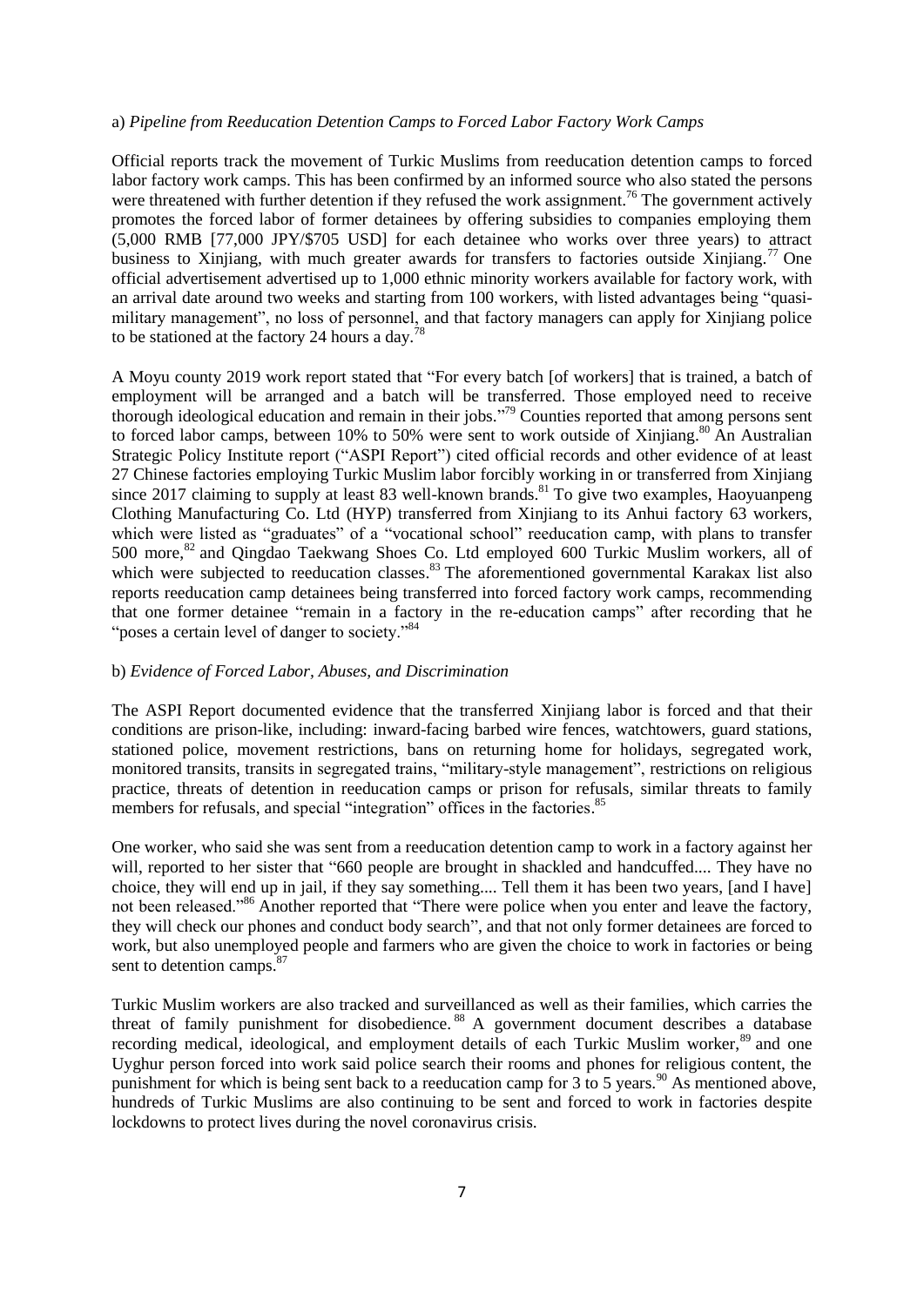a) *Pipeline from Reeducation Detention Camps to Forced Labor Factory Work Camps*

Official reports track the movement of Turkic Muslims from reeducation detention camps to forced labor factory work camps. This has been confirmed by an informed source who also stated the persons were threatened with further detention if they refused the work assignment.[76] The government actively promotes the forced labor of former detainees by offering subsidies to companies employing them (5,000 RMB [77,000 JPY/$705 USD] for each detainee who works over three years) to attract business to Xinjiang, with much greater awards for transfers to factories outside Xinjiang.[77] One official advertisement advertised up to 1,000 ethnic minority workers available for factory work, with an arrival date around two weeks and starting from 100 workers, with listed advantages being "quasi-military management", no loss of personnel, and that factory managers can apply for Xinjiang police to be stationed at the factory 24 hours a day.[78]

A Moyu county 2019 work report stated that "For every batch [of workers] that is trained, a batch of employment will be arranged and a batch will be transferred. Those employed need to receive thorough ideological education and remain in their jobs."[79] Counties reported that among persons sent to forced labor camps, between 10% to 50% were sent to work outside of Xinjiang.[80] An Australian Strategic Policy Institute report ("ASPI Report") cited official records and other evidence of at least 27 Chinese factories employing Turkic Muslim labor forcibly working in or transferred from Xinjiang since 2017 claiming to supply at least 83 well-known brands.[81] To give two examples, Haoyuanpeng Clothing Manufacturing Co. Ltd (HYP) transferred from Xinjiang to its Anhui factory 63 workers, which were listed as "graduates" of a "vocational school" reeducation camp, with plans to transfer 500 more,[82] and Qingdao Taekwang Shoes Co. Ltd employed 600 Turkic Muslim workers, all of which were subjected to reeducation classes.[83] The aforementioned governmental Karakax list also reports reeducation camp detainees being transferred into forced factory work camps, recommending that one former detainee "remain in a factory in the re-education camps" after recording that he "poses a certain level of danger to society."[84]

b) *Evidence of Forced Labor, Abuses, and Discrimination*

The ASPI Report documented evidence that the transferred Xinjiang labor is forced and that their conditions are prison-like, including: inward-facing barbed wire fences, watchtowers, guard stations, stationed police, movement restrictions, bans on returning home for holidays, segregated work, monitored transits, transits in segregated trains, "military-style management", restrictions on religious practice, threats of detention in reeducation camps or prison for refusals, similar threats to family members for refusals, and special "integration" offices in the factories.[85]

One worker, who said she was sent from a reeducation detention camp to work in a factory against her will, reported to her sister that "660 people are brought in shackled and handcuffed.... They have no choice, they will end up in jail, if they say something.... Tell them it has been two years, [and I have] not been released."[86] Another reported that "There were police when you enter and leave the factory, they will check our phones and conduct body search", and that not only former detainees are forced to work, but also unemployed people and farmers who are given the choice to work in factories or being sent to detention camps.[87]

Turkic Muslim workers are also tracked and surveillanced as well as their families, which carries the threat of family punishment for disobedience.[88] A government document describes a database recording medical, ideological, and employment details of each Turkic Muslim worker,[89] and one Uyghur person forced into work said police search their rooms and phones for religious content, the punishment for which is being sent back to a reeducation camp for 3 to 5 years.[90] As mentioned above, hundreds of Turkic Muslims are also continuing to be sent and forced to work in factories despite lockdowns to protect lives during the novel coronavirus crisis.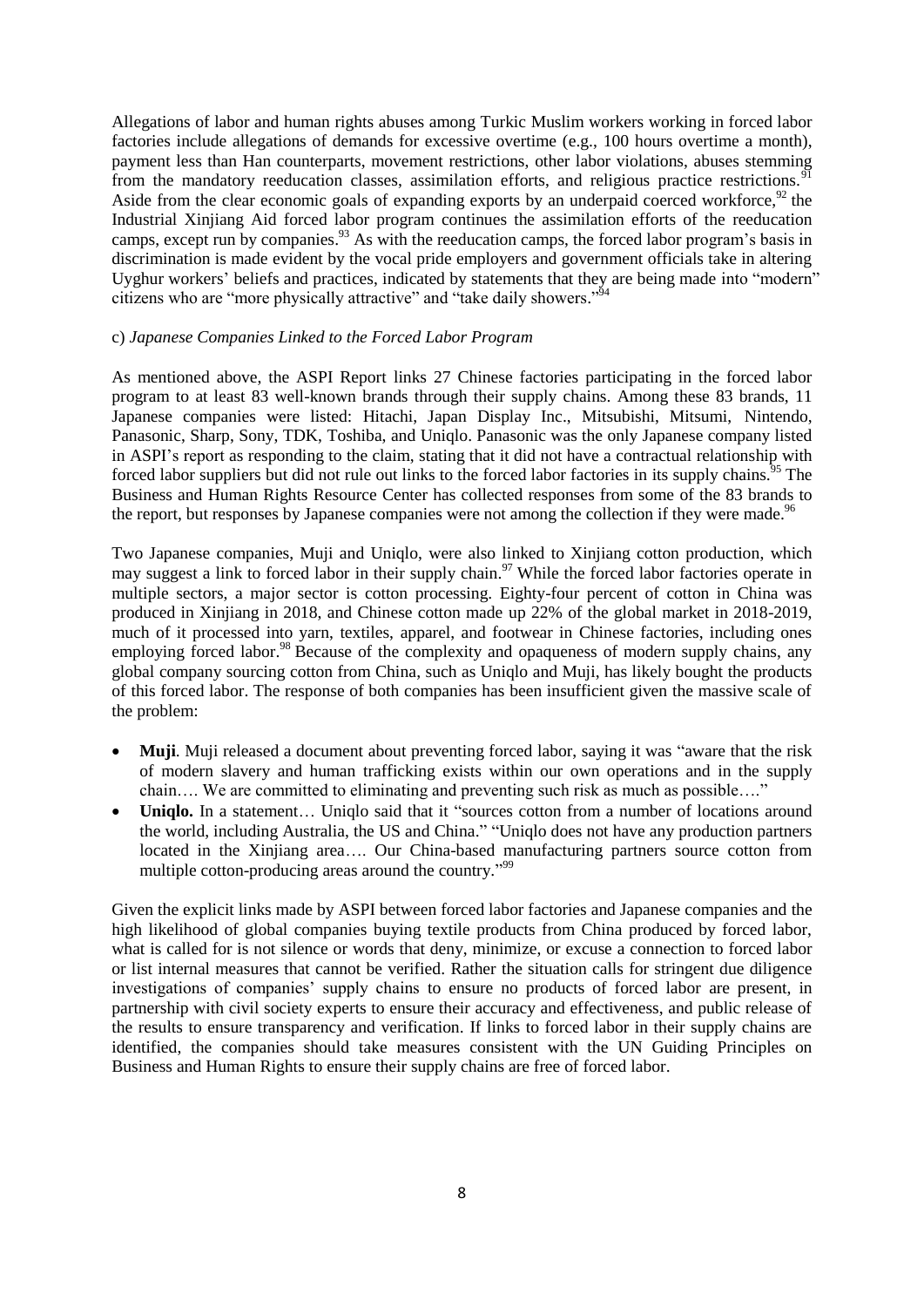Allegations of labor and human rights abuses among Turkic Muslim workers working in forced labor factories include allegations of demands for excessive overtime (e.g., 100 hours overtime a month), payment less than Han counterparts, movement restrictions, other labor violations, abuses stemming from the mandatory reeducation classes, assimilation efforts, and religious practice restrictions.[91] Aside from the clear economic goals of expanding exports by an underpaid coerced workforce,[92] the Industrial Xinjiang Aid forced labor program continues the assimilation efforts of the reeducation camps, except run by companies.[93] As with the reeducation camps, the forced labor program's basis in discrimination is made evident by the vocal pride employers and government officials take in altering Uyghur workers' beliefs and practices, indicated by statements that they are being made into "modern" citizens who are "more physically attractive" and "take daily showers."[94]

c) *Japanese Companies Linked to the Forced Labor Program*

As mentioned above, the ASPI Report links 27 Chinese factories participating in the forced labor program to at least 83 well-known brands through their supply chains. Among these 83 brands, 11 Japanese companies were listed: Hitachi, Japan Display Inc., Mitsubishi, Mitsumi, Nintendo, Panasonic, Sharp, Sony, TDK, Toshiba, and Uniqlo. Panasonic was the only Japanese company listed in ASPI's report as responding to the claim, stating that it did not have a contractual relationship with forced labor suppliers but did not rule out links to the forced labor factories in its supply chains.[95] The Business and Human Rights Resource Center has collected responses from some of the 83 brands to the report, but responses by Japanese companies were not among the collection if they were made.[96]

Two Japanese companies, Muji and Uniqlo, were also linked to Xinjiang cotton production, which may suggest a link to forced labor in their supply chain.[97] While the forced labor factories operate in multiple sectors, a major sector is cotton processing. Eighty-four percent of cotton in China was produced in Xinjiang in 2018, and Chinese cotton made up 22% of the global market in 2018-2019, much of it processed into yarn, textiles, apparel, and footwear in Chinese factories, including ones employing forced labor.[98] Because of the complexity and opaqueness of modern supply chains, any global company sourcing cotton from China, such as Uniqlo and Muji, has likely bought the products of this forced labor. The response of both companies has been insufficient given the massive scale of the problem:

- **Muji**. Muji released a document about preventing forced labor, saying it was "aware that the risk of modern slavery and human trafficking exists within our own operations and in the supply chain…. We are committed to eliminating and preventing such risk as much as possible…."
- **Uniqlo.** In a statement… Uniqlo said that it "sources cotton from a number of locations around the world, including Australia, the US and China." "Uniqlo does not have any production partners located in the Xinjiang area…. Our China-based manufacturing partners source cotton from multiple cotton-producing areas around the country."[99]

Given the explicit links made by ASPI between forced labor factories and Japanese companies and the high likelihood of global companies buying textile products from China produced by forced labor, what is called for is not silence or words that deny, minimize, or excuse a connection to forced labor or list internal measures that cannot be verified. Rather the situation calls for stringent due diligence investigations of companies' supply chains to ensure no products of forced labor are present, in partnership with civil society experts to ensure their accuracy and effectiveness, and public release of the results to ensure transparency and verification. If links to forced labor in their supply chains are identified, the companies should take measures consistent with the UN Guiding Principles on Business and Human Rights to ensure their supply chains are free of forced labor.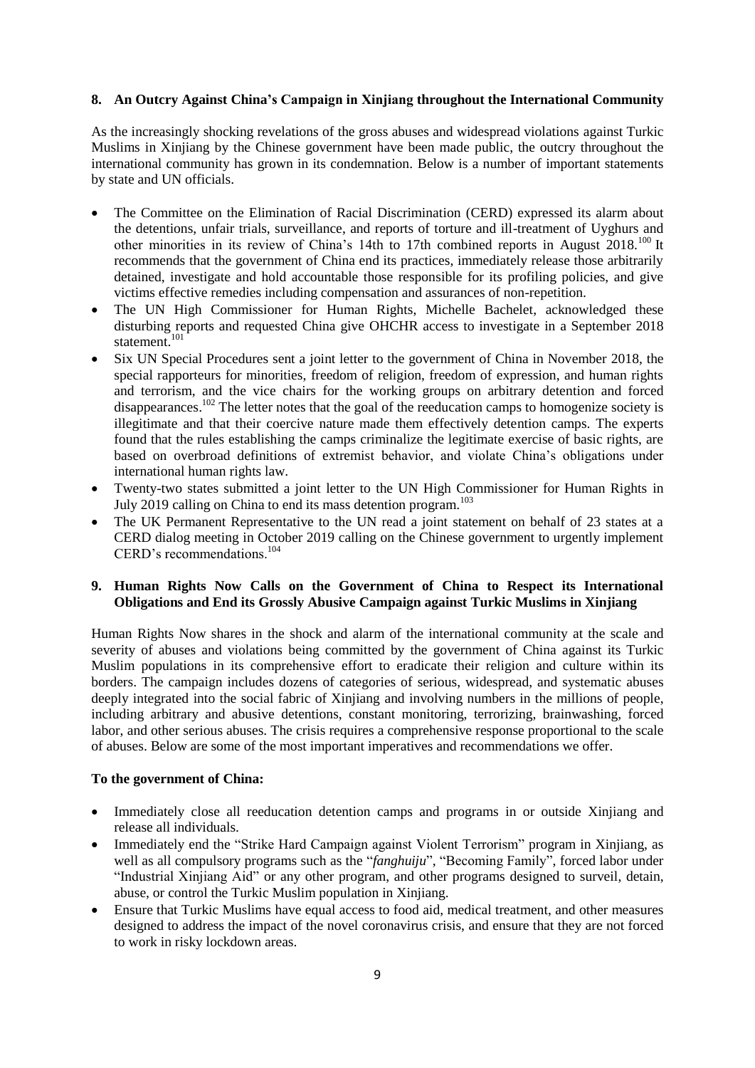## 8. An Outcry Against China's Campaign in Xinjiang throughout the International Community

As the increasingly shocking revelations of the gross abuses and widespread violations against Turkic Muslims in Xinjiang by the Chinese government have been made public, the outcry throughout the international community has grown in its condemnation. Below is a number of important statements by state and UN officials.

- The Committee on the Elimination of Racial Discrimination (CERD) expressed its alarm about the detentions, unfair trials, surveillance, and reports of torture and ill-treatment of Uyghurs and other minorities in its review of China's 14th to 17th combined reports in August 2018.[100] It recommends that the government of China end its practices, immediately release those arbitrarily detained, investigate and hold accountable those responsible for its profiling policies, and give victims effective remedies including compensation and assurances of non-repetition.
- The UN High Commissioner for Human Rights, Michelle Bachelet, acknowledged these disturbing reports and requested China give OHCHR access to investigate in a September 2018 statement.[101]
- Six UN Special Procedures sent a joint letter to the government of China in November 2018, the special rapporteurs for minorities, freedom of religion, freedom of expression, and human rights and terrorism, and the vice chairs for the working groups on arbitrary detention and forced disappearances.[102] The letter notes that the goal of the reeducation camps to homogenize society is illegitimate and that their coercive nature made them effectively detention camps. The experts found that the rules establishing the camps criminalize the legitimate exercise of basic rights, are based on overbroad definitions of extremist behavior, and violate China's obligations under international human rights law.
- Twenty-two states submitted a joint letter to the UN High Commissioner for Human Rights in July 2019 calling on China to end its mass detention program.[103]
- The UK Permanent Representative to the UN read a joint statement on behalf of 23 states at a CERD dialog meeting in October 2019 calling on the Chinese government to urgently implement CERD's recommendations.[104]

## 9. Human Rights Now Calls on the Government of China to Respect its International Obligations and End its Grossly Abusive Campaign against Turkic Muslims in Xinjiang

Human Rights Now shares in the shock and alarm of the international community at the scale and severity of abuses and violations being committed by the government of China against its Turkic Muslim populations in its comprehensive effort to eradicate their religion and culture within its borders. The campaign includes dozens of categories of serious, widespread, and systematic abuses deeply integrated into the social fabric of Xinjiang and involving numbers in the millions of people, including arbitrary and abusive detentions, constant monitoring, terrorizing, brainwashing, forced labor, and other serious abuses. The crisis requires a comprehensive response proportional to the scale of abuses. Below are some of the most important imperatives and recommendations we offer.

**To the government of China:**

- Immediately close all reeducation detention camps and programs in or outside Xinjiang and release all individuals.
- Immediately end the "Strike Hard Campaign against Violent Terrorism" program in Xinjiang, as well as all compulsory programs such as the "*fanghuiju*", "Becoming Family", forced labor under "Industrial Xinjiang Aid" or any other program, and other programs designed to surveil, detain, abuse, or control the Turkic Muslim population in Xinjiang.
- Ensure that Turkic Muslims have equal access to food aid, medical treatment, and other measures designed to address the impact of the novel coronavirus crisis, and ensure that they are not forced to work in risky lockdown areas.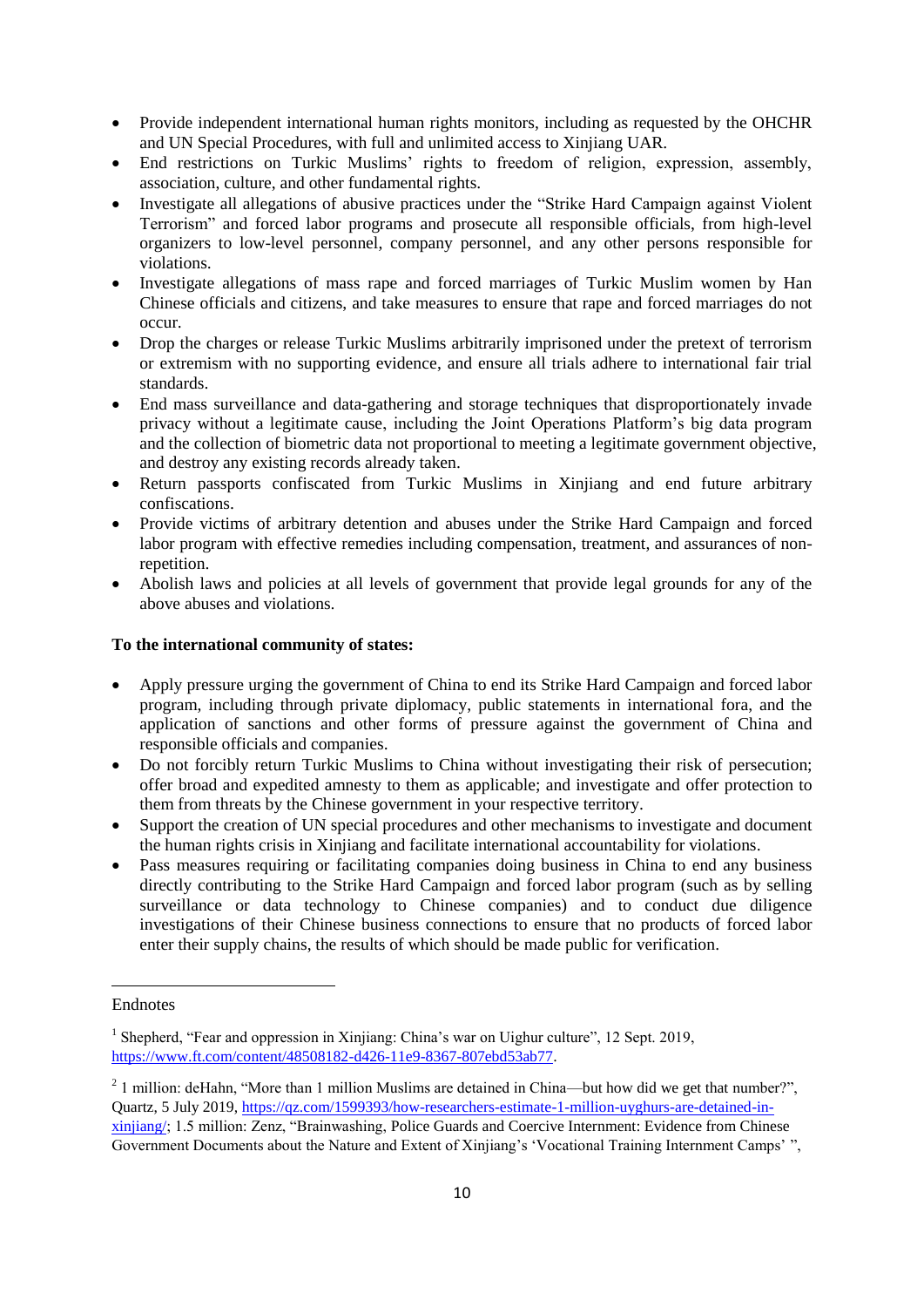- Provide independent international human rights monitors, including as requested by the OHCHR and UN Special Procedures, with full and unlimited access to Xinjiang UAR.
- End restrictions on Turkic Muslims' rights to freedom of religion, expression, assembly, association, culture, and other fundamental rights.
- Investigate all allegations of abusive practices under the "Strike Hard Campaign against Violent Terrorism" and forced labor programs and prosecute all responsible officials, from high-level organizers to low-level personnel, company personnel, and any other persons responsible for violations.
- Investigate allegations of mass rape and forced marriages of Turkic Muslim women by Han Chinese officials and citizens, and take measures to ensure that rape and forced marriages do not occur.
- Drop the charges or release Turkic Muslims arbitrarily imprisoned under the pretext of terrorism or extremism with no supporting evidence, and ensure all trials adhere to international fair trial standards.
- End mass surveillance and data-gathering and storage techniques that disproportionately invade privacy without a legitimate cause, including the Joint Operations Platform's big data program and the collection of biometric data not proportional to meeting a legitimate government objective, and destroy any existing records already taken.
- Return passports confiscated from Turkic Muslims in Xinjiang and end future arbitrary confiscations.
- Provide victims of arbitrary detention and abuses under the Strike Hard Campaign and forced labor program with effective remedies including compensation, treatment, and assurances of non-repetition.
- Abolish laws and policies at all levels of government that provide legal grounds for any of the above abuses and violations.

**To the international community of states:**

- Apply pressure urging the government of China to end its Strike Hard Campaign and forced labor program, including through private diplomacy, public statements in international fora, and the application of sanctions and other forms of pressure against the government of China and responsible officials and companies.
- Do not forcibly return Turkic Muslims to China without investigating their risk of persecution; offer broad and expedited amnesty to them as applicable; and investigate and offer protection to them from threats by the Chinese government in your respective territory.
- Support the creation of UN special procedures and other mechanisms to investigate and document the human rights crisis in Xinjiang and facilitate international accountability for violations.
- Pass measures requiring or facilitating companies doing business in China to end any business directly contributing to the Strike Hard Campaign and forced labor program (such as by selling surveillance or data technology to Chinese companies) and to conduct due diligence investigations of their Chinese business connections to ensure that no products of forced labor enter their supply chains, the results of which should be made public for verification.

---

Endnotes

[1] Shepherd, "Fear and oppression in Xinjiang: China's war on Uighur culture", 12 Sept. 2019, https://www.ft.com/content/48508182-d426-11e9-8367-807ebd53ab77.

[2] 1 million: deHahn, "More than 1 million Muslims are detained in China—but how did we get that number?", Quartz, 5 July 2019, https://qz.com/1599393/how-researchers-estimate-1-million-uyghurs-are-detained-in-xinjiang/; 1.5 million: Zenz, "Brainwashing, Police Guards and Coercive Internment: Evidence from Chinese Government Documents about the Nature and Extent of Xinjiang's 'Vocational Training Internment Camps' ",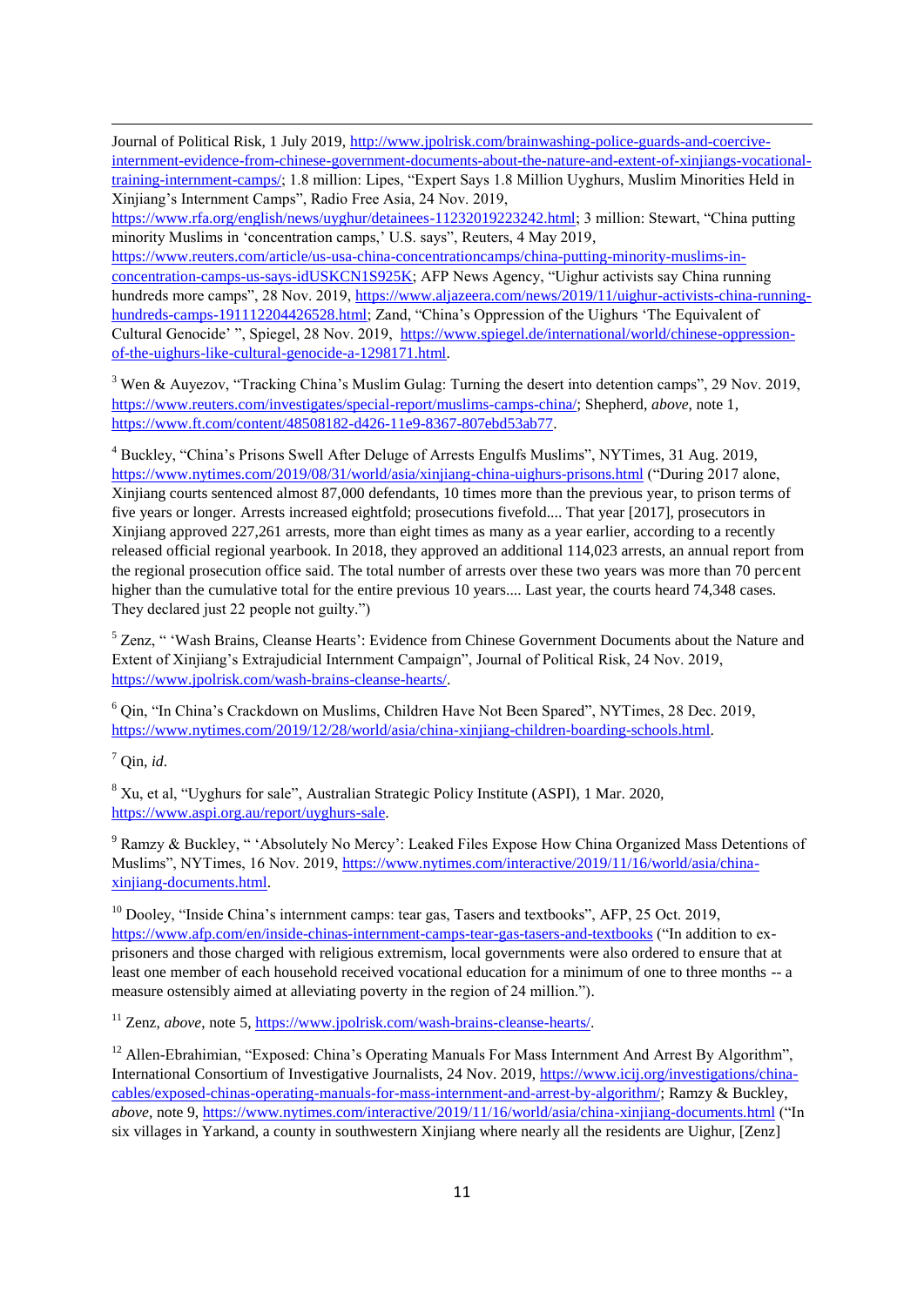Journal of Political Risk, 1 July 2019, http://www.jpolrisk.com/brainwashing-police-guards-and-coercive-internment-evidence-from-chinese-government-documents-about-the-nature-and-extent-of-xinjiangs-vocational-training-internment-camps/; 1.8 million: Lipes, "Expert Says 1.8 Million Uyghurs, Muslim Minorities Held in Xinjiang's Internment Camps", Radio Free Asia, 24 Nov. 2019, https://www.rfa.org/english/news/uyghur/detainees-11232019223242.html; 3 million: Stewart, "China putting minority Muslims in 'concentration camps,' U.S. says", Reuters, 4 May 2019, https://www.reuters.com/article/us-usa-china-concentrationcamps/china-putting-minority-muslims-in-concentration-camps-us-says-idUSKCN1S925K; AFP News Agency, "Uighur activists say China running hundreds more camps", 28 Nov. 2019, https://www.aljazeera.com/news/2019/11/uighur-activists-china-running-hundreds-camps-191112204426528.html; Zand, "China's Oppression of the Uighurs 'The Equivalent of Cultural Genocide' ", Spiegel, 28 Nov. 2019, https://www.spiegel.de/international/world/chinese-oppression-of-the-uighurs-like-cultural-genocide-a-1298171.html.

[3] Wen & Auyezov, "Tracking China's Muslim Gulag: Turning the desert into detention camps", 29 Nov. 2019, https://www.reuters.com/investigates/special-report/muslims-camps-china/; Shepherd, *above*, note 1, https://www.ft.com/content/48508182-d426-11e9-8367-807ebd53ab77.

[4] Buckley, "China's Prisons Swell After Deluge of Arrests Engulfs Muslims", NYTimes, 31 Aug. 2019, https://www.nytimes.com/2019/08/31/world/asia/xinjiang-china-uighurs-prisons.html ("During 2017 alone, Xinjiang courts sentenced almost 87,000 defendants, 10 times more than the previous year, to prison terms of five years or longer. Arrests increased eightfold; prosecutions fivefold.... That year [2017], prosecutors in Xinjiang approved 227,261 arrests, more than eight times as many as a year earlier, according to a recently released official regional yearbook. In 2018, they approved an additional 114,023 arrests, an annual report from the regional prosecution office said. The total number of arrests over these two years was more than 70 percent higher than the cumulative total for the entire previous 10 years.... Last year, the courts heard 74,348 cases. They declared just 22 people not guilty.")

[5] Zenz, " 'Wash Brains, Cleanse Hearts': Evidence from Chinese Government Documents about the Nature and Extent of Xinjiang's Extrajudicial Internment Campaign", Journal of Political Risk, 24 Nov. 2019, https://www.jpolrisk.com/wash-brains-cleanse-hearts/.

[6] Qin, "In China's Crackdown on Muslims, Children Have Not Been Spared", NYTimes, 28 Dec. 2019, https://www.nytimes.com/2019/12/28/world/asia/china-xinjiang-children-boarding-schools.html.

[7] Qin, *id*.

[8] Xu, et al, "Uyghurs for sale", Australian Strategic Policy Institute (ASPI), 1 Mar. 2020, https://www.aspi.org.au/report/uyghurs-sale.

[9] Ramzy & Buckley, " 'Absolutely No Mercy': Leaked Files Expose How China Organized Mass Detentions of Muslims", NYTimes, 16 Nov. 2019, https://www.nytimes.com/interactive/2019/11/16/world/asia/china-xinjiang-documents.html.

[10] Dooley, "Inside China's internment camps: tear gas, Tasers and textbooks", AFP, 25 Oct. 2019, https://www.afp.com/en/inside-chinas-internment-camps-tear-gas-tasers-and-textbooks ("In addition to ex-prisoners and those charged with religious extremism, local governments were also ordered to ensure that at least one member of each household received vocational education for a minimum of one to three months -- a measure ostensibly aimed at alleviating poverty in the region of 24 million.").

[11] Zenz, *above*, note 5, https://www.jpolrisk.com/wash-brains-cleanse-hearts/.

[12] Allen-Ebrahimian, "Exposed: China's Operating Manuals For Mass Internment And Arrest By Algorithm", International Consortium of Investigative Journalists, 24 Nov. 2019, https://www.icij.org/investigations/china-cables/exposed-chinas-operating-manuals-for-mass-internment-and-arrest-by-algorithm/; Ramzy & Buckley, *above*, note 9, https://www.nytimes.com/interactive/2019/11/16/world/asia/china-xinjiang-documents.html ("In six villages in Yarkand, a county in southwestern Xinjiang where nearly all the residents are Uighur, [Zenz]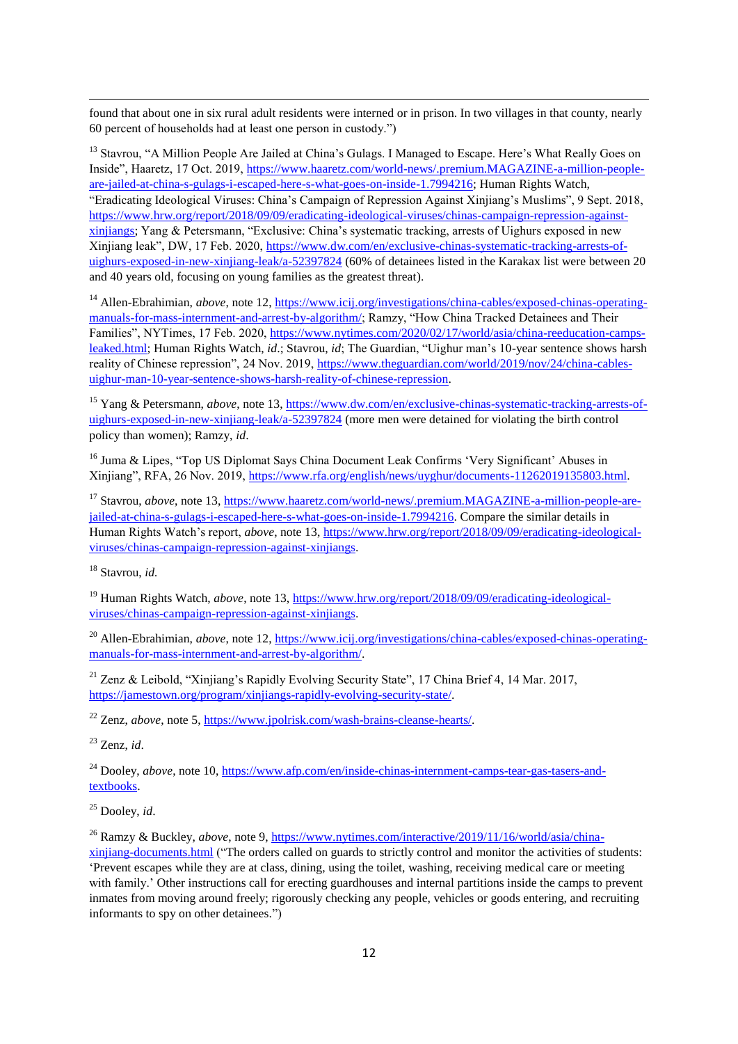found that about one in six rural adult residents were interned or in prison. In two villages in that county, nearly 60 percent of households had at least one person in custody.")

[13] Stavrou, "A Million People Are Jailed at China's Gulags. I Managed to Escape. Here's What Really Goes on Inside", Haaretz, 17 Oct. 2019, https://www.haaretz.com/world-news/.premium.MAGAZINE-a-million-people-are-jailed-at-china-s-gulags-i-escaped-here-s-what-goes-on-inside-1.7994216; Human Rights Watch, "Eradicating Ideological Viruses: China's Campaign of Repression Against Xinjiang's Muslims", 9 Sept. 2018, https://www.hrw.org/report/2018/09/09/eradicating-ideological-viruses/chinas-campaign-repression-against-xinjiangs; Yang & Petersmann, "Exclusive: China's systematic tracking, arrests of Uighurs exposed in new Xinjiang leak", DW, 17 Feb. 2020, https://www.dw.com/en/exclusive-chinas-systematic-tracking-arrests-of-uighurs-exposed-in-new-xinjiang-leak/a-52397824 (60% of detainees listed in the Karakax list were between 20 and 40 years old, focusing on young families as the greatest threat).

[14] Allen-Ebrahimian, *above*, note 12, https://www.icij.org/investigations/china-cables/exposed-chinas-operating-manuals-for-mass-internment-and-arrest-by-algorithm/; Ramzy, "How China Tracked Detainees and Their Families", NYTimes, 17 Feb. 2020, https://www.nytimes.com/2020/02/17/world/asia/china-reeducation-camps-leaked.html; Human Rights Watch, *id*.; Stavrou, *id*; The Guardian, "Uighur man's 10-year sentence shows harsh reality of Chinese repression", 24 Nov. 2019, https://www.theguardian.com/world/2019/nov/24/china-cables-uighur-man-10-year-sentence-shows-harsh-reality-of-chinese-repression.

[15] Yang & Petersmann, *above*, note 13, https://www.dw.com/en/exclusive-chinas-systematic-tracking-arrests-of-uighurs-exposed-in-new-xinjiang-leak/a-52397824 (more men were detained for violating the birth control policy than women); Ramzy, *id*.

[16] Juma & Lipes, "Top US Diplomat Says China Document Leak Confirms 'Very Significant' Abuses in Xinjiang", RFA, 26 Nov. 2019, https://www.rfa.org/english/news/uyghur/documents-11262019135803.html.

[17] Stavrou, *above*, note 13, https://www.haaretz.com/world-news/.premium.MAGAZINE-a-million-people-are-jailed-at-china-s-gulags-i-escaped-here-s-what-goes-on-inside-1.7994216. Compare the similar details in Human Rights Watch's report, *above*, note 13, https://www.hrw.org/report/2018/09/09/eradicating-ideological-viruses/chinas-campaign-repression-against-xinjiangs.

[18] Stavrou, *id.*

[19] Human Rights Watch, *above*, note 13, https://www.hrw.org/report/2018/09/09/eradicating-ideological-viruses/chinas-campaign-repression-against-xinjiangs.

[20] Allen-Ebrahimian, *above*, note 12, https://www.icij.org/investigations/china-cables/exposed-chinas-operating-manuals-for-mass-internment-and-arrest-by-algorithm/.

[21] Zenz & Leibold, "Xinjiang's Rapidly Evolving Security State", 17 China Brief 4, 14 Mar. 2017, https://jamestown.org/program/xinjiangs-rapidly-evolving-security-state/.

[22] Zenz, *above*, note 5, https://www.jpolrisk.com/wash-brains-cleanse-hearts/.

[23] Zenz, *id*.

[24] Dooley, *above*, note 10, https://www.afp.com/en/inside-chinas-internment-camps-tear-gas-tasers-and-textbooks.

[25] Dooley, *id*.

[26] Ramzy & Buckley, *above*, note 9, https://www.nytimes.com/interactive/2019/11/16/world/asia/china-xinjiang-documents.html ("The orders called on guards to strictly control and monitor the activities of students: 'Prevent escapes while they are at class, dining, using the toilet, washing, receiving medical care or meeting with family.' Other instructions call for erecting guardhouses and internal partitions inside the camps to prevent inmates from moving around freely; rigorously checking any people, vehicles or goods entering, and recruiting informants to spy on other detainees.")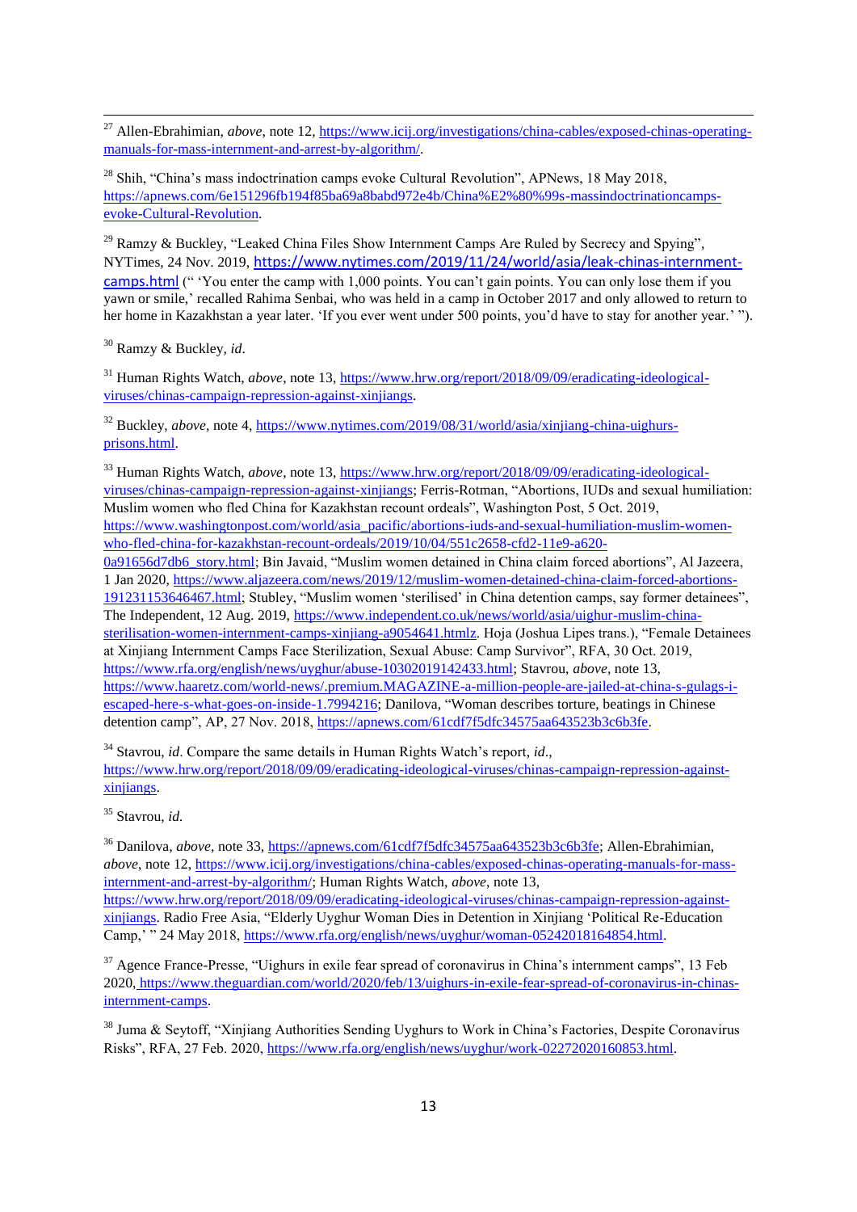[27] Allen-Ebrahimian, *above*, note 12, https://www.icij.org/investigations/china-cables/exposed-chinas-operating-manuals-for-mass-internment-and-arrest-by-algorithm/.

[28] Shih, "China's mass indoctrination camps evoke Cultural Revolution", APNews, 18 May 2018, https://apnews.com/6e151296fb194f85ba69a8babd972e4b/China%E2%80%99s-massindoctrinationcamps-evoke-Cultural-Revolution.

[29] Ramzy & Buckley, "Leaked China Files Show Internment Camps Are Ruled by Secrecy and Spying", NYTimes, 24 Nov. 2019, https://www.nytimes.com/2019/11/24/world/asia/leak-chinas-internment-camps.html (" 'You enter the camp with 1,000 points. You can't gain points. You can only lose them if you yawn or smile,' recalled Rahima Senbai, who was held in a camp in October 2017 and only allowed to return to her home in Kazakhstan a year later. 'If you ever went under 500 points, you'd have to stay for another year.' ").

[30] Ramzy & Buckley, *id*.

[31] Human Rights Watch, *above*, note 13, https://www.hrw.org/report/2018/09/09/eradicating-ideological-viruses/chinas-campaign-repression-against-xinjiangs.

[32] Buckley, *above*, note 4, https://www.nytimes.com/2019/08/31/world/asia/xinjiang-china-uighurs-prisons.html.

[33] Human Rights Watch, *above*, note 13, https://www.hrw.org/report/2018/09/09/eradicating-ideological-viruses/chinas-campaign-repression-against-xinjiangs; Ferris-Rotman, "Abortions, IUDs and sexual humiliation: Muslim women who fled China for Kazakhstan recount ordeals", Washington Post, 5 Oct. 2019, https://www.washingtonpost.com/world/asia_pacific/abortions-iuds-and-sexual-humiliation-muslim-women-who-fled-china-for-kazakhstan-recount-ordeals/2019/10/04/551c2658-cfd2-11e9-a620-0a91656d7db6_story.html; Bin Javaid, "Muslim women detained in China claim forced abortions", Al Jazeera, 1 Jan 2020, https://www.aljazeera.com/news/2019/12/muslim-women-detained-china-claim-forced-abortions-191231153646467.html; Stubley, "Muslim women 'sterilised' in China detention camps, say former detainees", The Independent, 12 Aug. 2019, https://www.independent.co.uk/news/world/asia/uighur-muslim-china-sterilisation-women-internment-camps-xinjiang-a9054641.htmlz. Hoja (Joshua Lipes trans.), "Female Detainees at Xinjiang Internment Camps Face Sterilization, Sexual Abuse: Camp Survivor", RFA, 30 Oct. 2019, https://www.rfa.org/english/news/uyghur/abuse-10302019142433.html; Stavrou, *above*, note 13, https://www.haaretz.com/world-news/.premium.MAGAZINE-a-million-people-are-jailed-at-china-s-gulags-i-escaped-here-s-what-goes-on-inside-1.7994216; Danilova, "Woman describes torture, beatings in Chinese detention camp", AP, 27 Nov. 2018, https://apnews.com/61cdf7f5dfc34575aa643523b3c6b3fe.

[34] Stavrou, *id*. Compare the same details in Human Rights Watch's report, *id*., https://www.hrw.org/report/2018/09/09/eradicating-ideological-viruses/chinas-campaign-repression-against-xinjiangs.

[35] Stavrou, *id.*

[36] Danilova, *above*, note 33, https://apnews.com/61cdf7f5dfc34575aa643523b3c6b3fe; Allen-Ebrahimian, *above*, note 12, https://www.icij.org/investigations/china-cables/exposed-chinas-operating-manuals-for-mass-internment-and-arrest-by-algorithm/; Human Rights Watch, *above*, note 13, https://www.hrw.org/report/2018/09/09/eradicating-ideological-viruses/chinas-campaign-repression-against-xinjiangs. Radio Free Asia, "Elderly Uyghur Woman Dies in Detention in Xinjiang 'Political Re-Education Camp,' " 24 May 2018, https://www.rfa.org/english/news/uyghur/woman-05242018164854.html.

[37] Agence France-Presse, "Uighurs in exile fear spread of coronavirus in China's internment camps", 13 Feb 2020, https://www.theguardian.com/world/2020/feb/13/uighurs-in-exile-fear-spread-of-coronavirus-in-chinas-internment-camps.

[38] Juma & Seytoff, "Xinjiang Authorities Sending Uyghurs to Work in China's Factories, Despite Coronavirus Risks", RFA, 27 Feb. 2020, https://www.rfa.org/english/news/uyghur/work-02272020160853.html.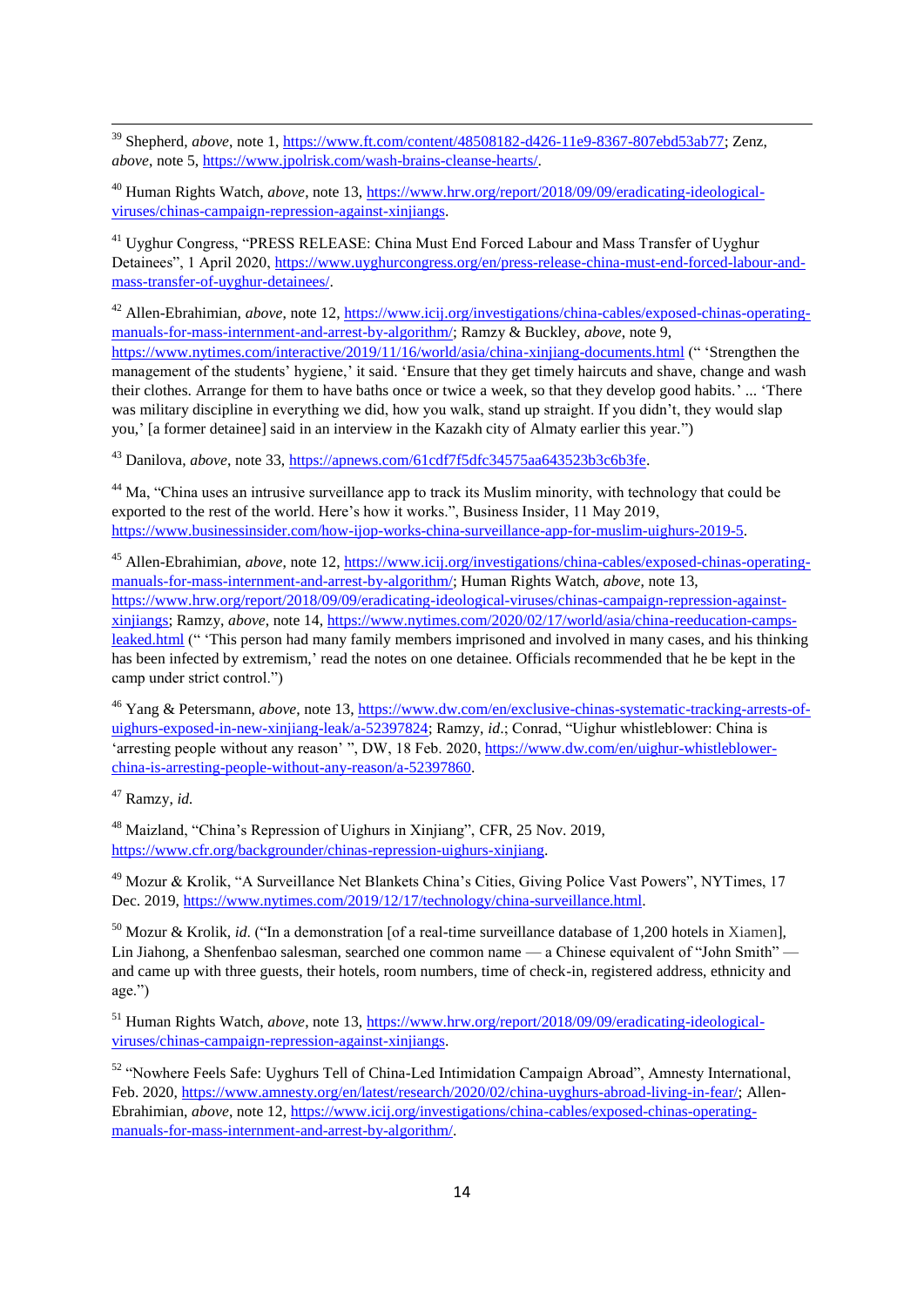[39] Shepherd, *above*, note 1, https://www.ft.com/content/48508182-d426-11e9-8367-807ebd53ab77; Zenz, *above*, note 5, https://www.jpolrisk.com/wash-brains-cleanse-hearts/.

[40] Human Rights Watch, *above*, note 13, https://www.hrw.org/report/2018/09/09/eradicating-ideological-viruses/chinas-campaign-repression-against-xinjiangs.

[41] Uyghur Congress, "PRESS RELEASE: China Must End Forced Labour and Mass Transfer of Uyghur Detainees", 1 April 2020, https://www.uyghurcongress.org/en/press-release-china-must-end-forced-labour-and-mass-transfer-of-uyghur-detainees/.

[42] Allen-Ebrahimian, *above*, note 12, https://www.icij.org/investigations/china-cables/exposed-chinas-operating-manuals-for-mass-internment-and-arrest-by-algorithm/; Ramzy & Buckley, *above*, note 9, https://www.nytimes.com/interactive/2019/11/16/world/asia/china-xinjiang-documents.html (" 'Strengthen the management of the students' hygiene,' it said. 'Ensure that they get timely haircuts and shave, change and wash their clothes. Arrange for them to have baths once or twice a week, so that they develop good habits.' ... 'There was military discipline in everything we did, how you walk, stand up straight. If you didn't, they would slap you,' [a former detainee] said in an interview in the Kazakh city of Almaty earlier this year.")

[43] Danilova, *above*, note 33, https://apnews.com/61cdf7f5dfc34575aa643523b3c6b3fe.

[44] Ma, "China uses an intrusive surveillance app to track its Muslim minority, with technology that could be exported to the rest of the world. Here's how it works.", Business Insider, 11 May 2019, https://www.businessinsider.com/how-ijop-works-china-surveillance-app-for-muslim-uighurs-2019-5.

[45] Allen-Ebrahimian, *above*, note 12, https://www.icij.org/investigations/china-cables/exposed-chinas-operating-manuals-for-mass-internment-and-arrest-by-algorithm/; Human Rights Watch, *above*, note 13, https://www.hrw.org/report/2018/09/09/eradicating-ideological-viruses/chinas-campaign-repression-against-xinjiangs; Ramzy, *above*, note 14, https://www.nytimes.com/2020/02/17/world/asia/china-reeducation-camps-leaked.html (" 'This person had many family members imprisoned and involved in many cases, and his thinking has been infected by extremism,' read the notes on one detainee. Officials recommended that he be kept in the camp under strict control.")

[46] Yang & Petersmann, *above*, note 13, https://www.dw.com/en/exclusive-chinas-systematic-tracking-arrests-of-uighurs-exposed-in-new-xinjiang-leak/a-52397824; Ramzy, *id*.; Conrad, "Uighur whistleblower: China is 'arresting people without any reason' ", DW, 18 Feb. 2020, https://www.dw.com/en/uighur-whistleblower-china-is-arresting-people-without-any-reason/a-52397860.

[47] Ramzy, *id*.

[48] Maizland, "China's Repression of Uighurs in Xinjiang", CFR, 25 Nov. 2019, https://www.cfr.org/backgrounder/chinas-repression-uighurs-xinjiang.

[49] Mozur & Krolik, "A Surveillance Net Blankets China's Cities, Giving Police Vast Powers", NYTimes, 17 Dec. 2019, https://www.nytimes.com/2019/12/17/technology/china-surveillance.html.

[50] Mozur & Krolik, *id*. ("In a demonstration [of a real-time surveillance database of 1,200 hotels in Xiamen], Lin Jiahong, a Shenfenbao salesman, searched one common name — a Chinese equivalent of "John Smith" — and came up with three guests, their hotels, room numbers, time of check-in, registered address, ethnicity and age.")

[51] Human Rights Watch, *above*, note 13, https://www.hrw.org/report/2018/09/09/eradicating-ideological-viruses/chinas-campaign-repression-against-xinjiangs.

[52] "Nowhere Feels Safe: Uyghurs Tell of China-Led Intimidation Campaign Abroad", Amnesty International, Feb. 2020, https://www.amnesty.org/en/latest/research/2020/02/china-uyghurs-abroad-living-in-fear/; Allen-Ebrahimian, *above*, note 12, https://www.icij.org/investigations/china-cables/exposed-chinas-operating-manuals-for-mass-internment-and-arrest-by-algorithm/.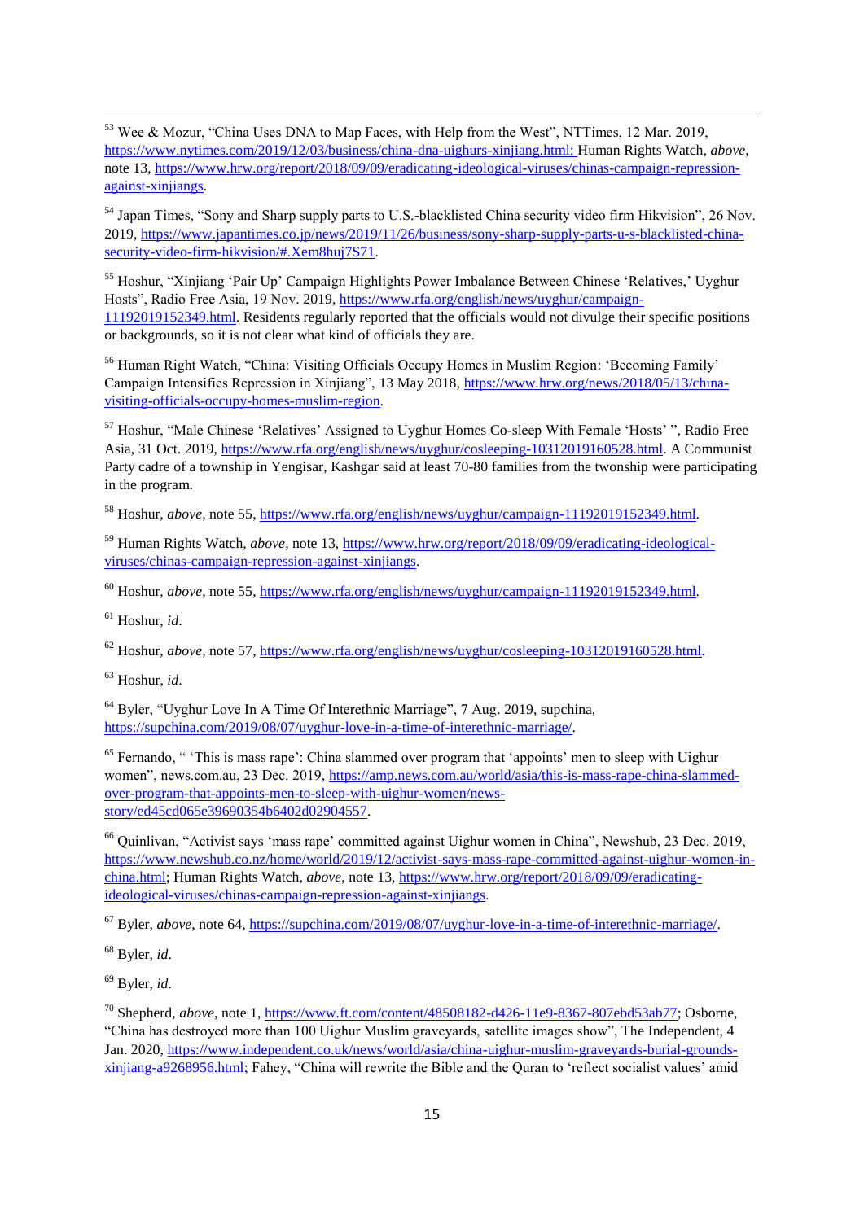[53] Wee & Mozur, "China Uses DNA to Map Faces, with Help from the West", NTTimes, 12 Mar. 2019, https://www.nytimes.com/2019/12/03/business/china-dna-uighurs-xinjiang.html; Human Rights Watch, *above*, note 13, https://www.hrw.org/report/2018/09/09/eradicating-ideological-viruses/chinas-campaign-repression-against-xinjiangs.

[54] Japan Times, "Sony and Sharp supply parts to U.S.-blacklisted China security video firm Hikvision", 26 Nov. 2019, https://www.japantimes.co.jp/news/2019/11/26/business/sony-sharp-supply-parts-u-s-blacklisted-china-security-video-firm-hikvision/#.Xem8huj7S71.

[55] Hoshur, "Xinjiang 'Pair Up' Campaign Highlights Power Imbalance Between Chinese 'Relatives,' Uyghur Hosts", Radio Free Asia, 19 Nov. 2019, https://www.rfa.org/english/news/uyghur/campaign-11192019152349.html. Residents regularly reported that the officials would not divulge their specific positions or backgrounds, so it is not clear what kind of officials they are.

[56] Human Right Watch, "China: Visiting Officials Occupy Homes in Muslim Region: 'Becoming Family' Campaign Intensifies Repression in Xinjiang", 13 May 2018, https://www.hrw.org/news/2018/05/13/china-visiting-officials-occupy-homes-muslim-region.

[57] Hoshur, "Male Chinese 'Relatives' Assigned to Uyghur Homes Co-sleep With Female 'Hosts' ", Radio Free Asia, 31 Oct. 2019, https://www.rfa.org/english/news/uyghur/cosleeping-10312019160528.html. A Communist Party cadre of a township in Yengisar, Kashgar said at least 70-80 families from the twonship were participating in the program.

[58] Hoshur, *above*, note 55, https://www.rfa.org/english/news/uyghur/campaign-11192019152349.html.

[59] Human Rights Watch, *above*, note 13, https://www.hrw.org/report/2018/09/09/eradicating-ideological-viruses/chinas-campaign-repression-against-xinjiangs.

[60] Hoshur, *above*, note 55, https://www.rfa.org/english/news/uyghur/campaign-11192019152349.html.

[61] Hoshur, *id*.

[62] Hoshur, *above*, note 57, https://www.rfa.org/english/news/uyghur/cosleeping-10312019160528.html.

[63] Hoshur, *id*.

[64] Byler, "Uyghur Love In A Time Of Interethnic Marriage", 7 Aug. 2019, supchina, https://supchina.com/2019/08/07/uyghur-love-in-a-time-of-interethnic-marriage/.

[65] Fernando, " 'This is mass rape': China slammed over program that 'appoints' men to sleep with Uighur women", news.com.au, 23 Dec. 2019, https://amp.news.com.au/world/asia/this-is-mass-rape-china-slammed-over-program-that-appoints-men-to-sleep-with-uighur-women/news-story/ed45cd065e39690354b6402d02904557.

[66] Quinlivan, "Activist says 'mass rape' committed against Uighur women in China", Newshub, 23 Dec. 2019, https://www.newshub.co.nz/home/world/2019/12/activist-says-mass-rape-committed-against-uighur-women-in-china.html; Human Rights Watch, *above*, note 13, https://www.hrw.org/report/2018/09/09/eradicating-ideological-viruses/chinas-campaign-repression-against-xinjiangs.

[67] Byler, *above*, note 64, https://supchina.com/2019/08/07/uyghur-love-in-a-time-of-interethnic-marriage/.

[68] Byler, *id*.

[69] Byler, *id*.

[70] Shepherd, *above*, note 1, https://www.ft.com/content/48508182-d426-11e9-8367-807ebd53ab77; Osborne, "China has destroyed more than 100 Uighur Muslim graveyards, satellite images show", The Independent, 4 Jan. 2020, https://www.independent.co.uk/news/world/asia/china-uighur-muslim-graveyards-burial-grounds-xinjiang-a9268956.html; Fahey, "China will rewrite the Bible and the Quran to 'reflect socialist values' amid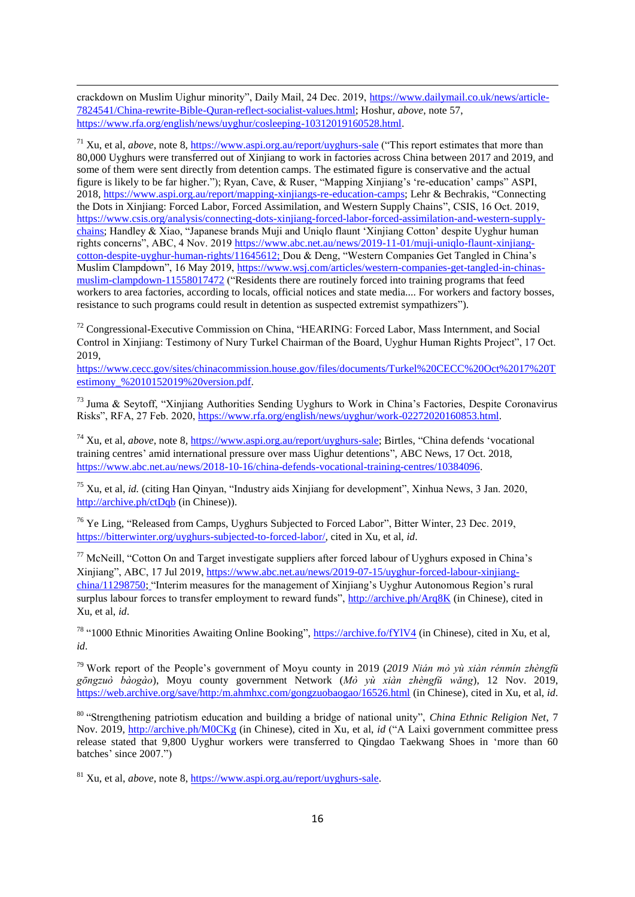crackdown on Muslim Uighur minority", Daily Mail, 24 Dec. 2019, https://www.dailymail.co.uk/news/article-7824541/China-rewrite-Bible-Quran-reflect-socialist-values.html; Hoshur, *above*, note 57, https://www.rfa.org/english/news/uyghur/cosleeping-10312019160528.html.

[71] Xu, et al, *above*, note 8, https://www.aspi.org.au/report/uyghurs-sale ("This report estimates that more than 80,000 Uyghurs were transferred out of Xinjiang to work in factories across China between 2017 and 2019, and some of them were sent directly from detention camps. The estimated figure is conservative and the actual figure is likely to be far higher."); Ryan, Cave, & Ruser, "Mapping Xinjiang's 're-education' camps" ASPI, 2018, https://www.aspi.org.au/report/mapping-xinjiangs-re-education-camps; Lehr & Bechrakis, "Connecting the Dots in Xinjiang: Forced Labor, Forced Assimilation, and Western Supply Chains", CSIS, 16 Oct. 2019, https://www.csis.org/analysis/connecting-dots-xinjiang-forced-labor-forced-assimilation-and-western-supply-chains; Handley & Xiao, "Japanese brands Muji and Uniqlo flaunt 'Xinjiang Cotton' despite Uyghur human rights concerns", ABC, 4 Nov. 2019 https://www.abc.net.au/news/2019-11-01/muji-uniqlo-flaunt-xinjiang-cotton-despite-uyghur-human-rights/11645612; Dou & Deng, "Western Companies Get Tangled in China's Muslim Clampdown", 16 May 2019, https://www.wsj.com/articles/western-companies-get-tangled-in-chinas-muslim-clampdown-11558017472 ("Residents there are routinely forced into training programs that feed workers to area factories, according to locals, official notices and state media.... For workers and factory bosses, resistance to such programs could result in detention as suspected extremist sympathizers").

[72] Congressional-Executive Commission on China, "HEARING: Forced Labor, Mass Internment, and Social Control in Xinjiang: Testimony of Nury Turkel Chairman of the Board, Uyghur Human Rights Project", 17 Oct. 2019, https://www.cecc.gov/sites/chinacommission.house.gov/files/documents/Turkel%20CECC%20Oct%2017%20Testimony_%2010152019%20version.pdf.

[73] Juma & Seytoff, "Xinjiang Authorities Sending Uyghurs to Work in China's Factories, Despite Coronavirus Risks", RFA, 27 Feb. 2020, https://www.rfa.org/english/news/uyghur/work-02272020160853.html.

[74] Xu, et al, *above*, note 8, https://www.aspi.org.au/report/uyghurs-sale; Birtles, "China defends 'vocational training centres' amid international pressure over mass Uighur detentions", ABC News, 17 Oct. 2018, https://www.abc.net.au/news/2018-10-16/china-defends-vocational-training-centres/10384096.

[75] Xu, et al, *id.* (citing Han Qinyan, "Industry aids Xinjiang for development", Xinhua News, 3 Jan. 2020, http://archive.ph/ctDqb (in Chinese)).

[76] Ye Ling, "Released from Camps, Uyghurs Subjected to Forced Labor", Bitter Winter, 23 Dec. 2019, https://bitterwinter.org/uyghurs-subjected-to-forced-labor/, cited in Xu, et al, *id*.

[77] McNeill, "Cotton On and Target investigate suppliers after forced labour of Uyghurs exposed in China's Xinjiang", ABC, 17 Jul 2019, https://www.abc.net.au/news/2019-07-15/uyghur-forced-labour-xinjiang-china/11298750; "Interim measures for the management of Xinjiang's Uyghur Autonomous Region's rural surplus labour forces to transfer employment to reward funds", http://archive.ph/Arq8K (in Chinese), cited in Xu, et al, *id*.

[78] "1000 Ethnic Minorities Awaiting Online Booking", https://archive.fo/fYlV4 (in Chinese), cited in Xu, et al, *id*.

[79] Work report of the People's government of Moyu county in 2019 (*2019 Nián mò yù xiàn rénmín zhèngfǔ gōngzuò bàogào*), Moyu county government Network (*Mò yù xiàn zhèngfǔ wǎng*), 12 Nov. 2019, https://web.archive.org/save/http:/m.ahmhxc.com/gongzuobaogao/16526.html (in Chinese), cited in Xu, et al, *id*.

[80] "Strengthening patriotism education and building a bridge of national unity", *China Ethnic Religion Net*, 7 Nov. 2019, http://archive.ph/M0CKg (in Chinese), cited in Xu, et al, *id* ("A Laixi government committee press release stated that 9,800 Uyghur workers were transferred to Qingdao Taekwang Shoes in 'more than 60 batches' since 2007.")

[81] Xu, et al, *above*, note 8, https://www.aspi.org.au/report/uyghurs-sale.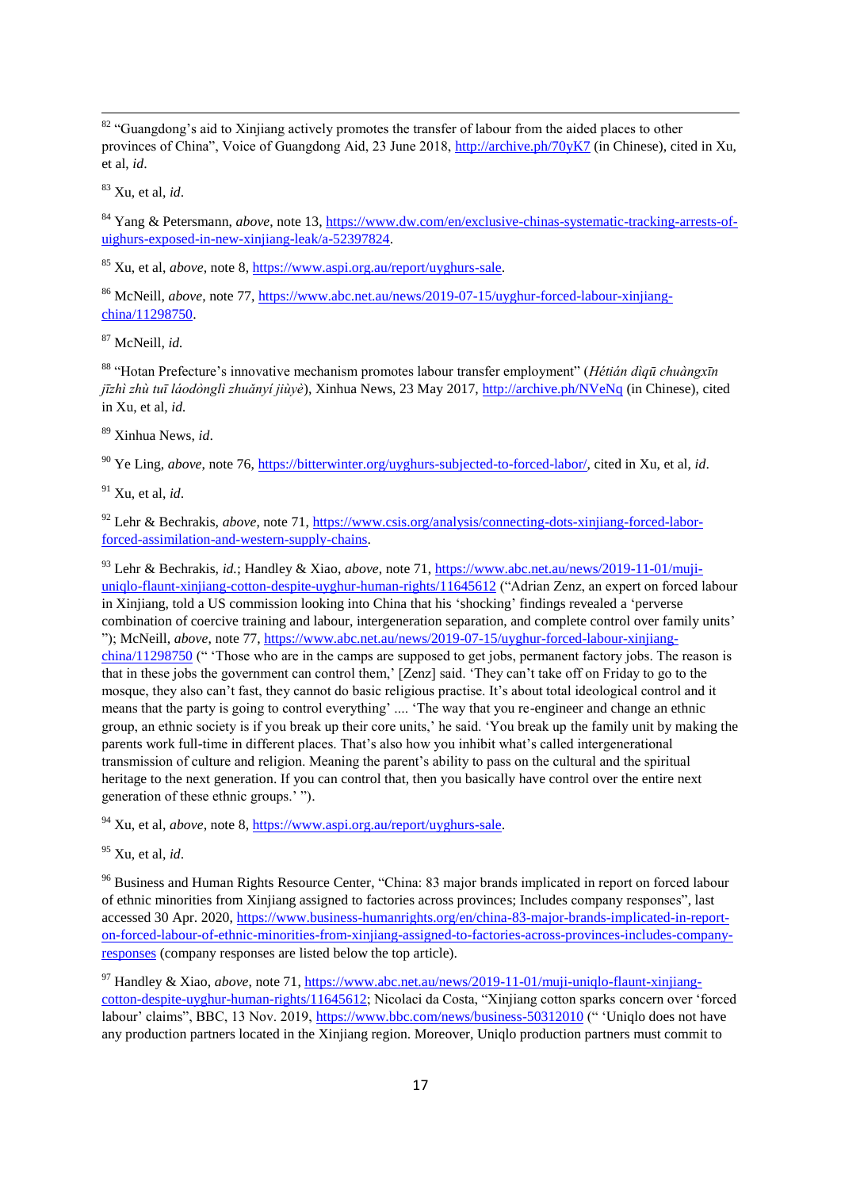[82] "Guangdong's aid to Xinjiang actively promotes the transfer of labour from the aided places to other provinces of China", Voice of Guangdong Aid, 23 June 2018, http://archive.ph/70yK7 (in Chinese), cited in Xu, et al, *id*.

[83] Xu, et al, *id*.

[84] Yang & Petersmann, *above*, note 13, https://www.dw.com/en/exclusive-chinas-systematic-tracking-arrests-of-uighurs-exposed-in-new-xinjiang-leak/a-52397824.

[85] Xu, et al, *above*, note 8, https://www.aspi.org.au/report/uyghurs-sale.

[86] McNeill, *above*, note 77, https://www.abc.net.au/news/2019-07-15/uyghur-forced-labour-xinjiang-china/11298750.

[87] McNeill, *id.*

[88] "Hotan Prefecture's innovative mechanism promotes labour transfer employment" (*Hétián dìqū chuàngxīn jīzhì zhù tuī láodònglì zhuǎnyí jiùyè*), Xinhua News, 23 May 2017, http://archive.ph/NVeNq (in Chinese), cited in Xu, et al, *id.*

[89] Xinhua News, *id*.

[90] Ye Ling, *above*, note 76, https://bitterwinter.org/uyghurs-subjected-to-forced-labor/, cited in Xu, et al, *id*.

[91] Xu, et al, *id*.

[92] Lehr & Bechrakis, *above*, note 71, https://www.csis.org/analysis/connecting-dots-xinjiang-forced-labor-forced-assimilation-and-western-supply-chains.

[93] Lehr & Bechrakis, *id.*; Handley & Xiao, *above*, note 71, https://www.abc.net.au/news/2019-11-01/muji-uniqlo-flaunt-xinjiang-cotton-despite-uyghur-human-rights/11645612 ("Adrian Zenz, an expert on forced labour in Xinjiang, told a US commission looking into China that his 'shocking' findings revealed a 'perverse combination of coercive training and labour, intergeneration separation, and complete control over family units' "); McNeill, *above*, note 77, https://www.abc.net.au/news/2019-07-15/uyghur-forced-labour-xinjiang-china/11298750 (" 'Those who are in the camps are supposed to get jobs, permanent factory jobs. The reason is that in these jobs the government can control them,' [Zenz] said. 'They can't take off on Friday to go to the mosque, they also can't fast, they cannot do basic religious practise. It's about total ideological control and it means that the party is going to control everything' .... 'The way that you re-engineer and change an ethnic group, an ethnic society is if you break up their core units,' he said. 'You break up the family unit by making the parents work full-time in different places. That's also how you inhibit what's called intergenerational transmission of culture and religion. Meaning the parent's ability to pass on the cultural and the spiritual heritage to the next generation. If you can control that, then you basically have control over the entire next generation of these ethnic groups.' ").

[94] Xu, et al, *above*, note 8, https://www.aspi.org.au/report/uyghurs-sale.

[95] Xu, et al, *id*.

[96] Business and Human Rights Resource Center, "China: 83 major brands implicated in report on forced labour of ethnic minorities from Xinjiang assigned to factories across provinces; Includes company responses", last accessed 30 Apr. 2020, https://www.business-humanrights.org/en/china-83-major-brands-implicated-in-report-on-forced-labour-of-ethnic-minorities-from-xinjiang-assigned-to-factories-across-provinces-includes-company-responses (company responses are listed below the top article).

[97] Handley & Xiao, *above*, note 71, https://www.abc.net.au/news/2019-11-01/muji-uniqlo-flaunt-xinjiang-cotton-despite-uyghur-human-rights/11645612; Nicolaci da Costa, "Xinjiang cotton sparks concern over 'forced labour' claims", BBC, 13 Nov. 2019, https://www.bbc.com/news/business-50312010 (" 'Uniqlo does not have any production partners located in the Xinjiang region. Moreover, Uniqlo production partners must commit to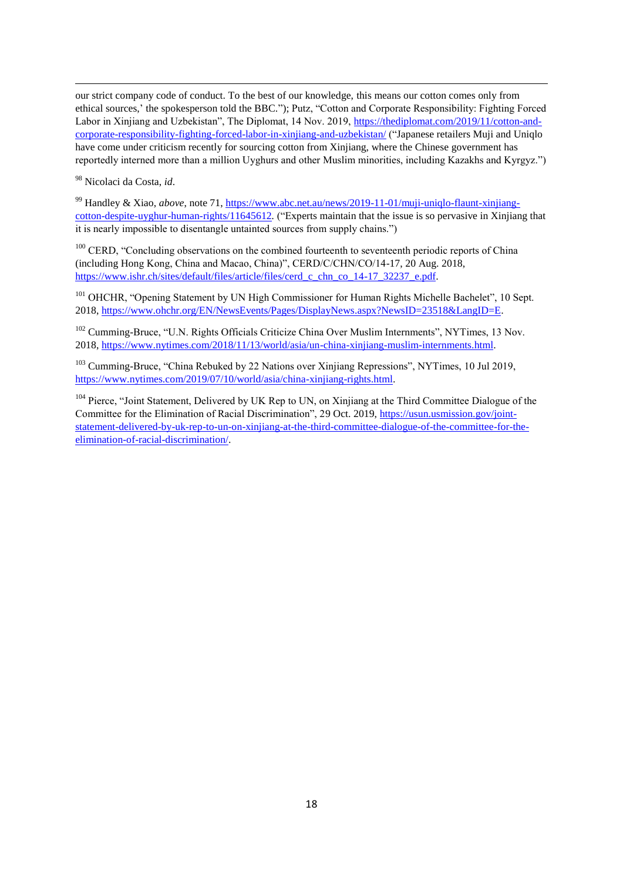our strict company code of conduct. To the best of our knowledge, this means our cotton comes only from ethical sources,' the spokesperson told the BBC."); Putz, "Cotton and Corporate Responsibility: Fighting Forced Labor in Xinjiang and Uzbekistan", The Diplomat, 14 Nov. 2019, https://thediplomat.com/2019/11/cotton-and-corporate-responsibility-fighting-forced-labor-in-xinjiang-and-uzbekistan/ ("Japanese retailers Muji and Uniqlo have come under criticism recently for sourcing cotton from Xinjiang, where the Chinese government has reportedly interned more than a million Uyghurs and other Muslim minorities, including Kazakhs and Kyrgyz.")

[98] Nicolaci da Costa, *id*.

[99] Handley & Xiao, *above*, note 71, https://www.abc.net.au/news/2019-11-01/muji-uniqlo-flaunt-xinjiang-cotton-despite-uyghur-human-rights/11645612. ("Experts maintain that the issue is so pervasive in Xinjiang that it is nearly impossible to disentangle untainted sources from supply chains.")

[100] CERD, "Concluding observations on the combined fourteenth to seventeenth periodic reports of China (including Hong Kong, China and Macao, China)", CERD/C/CHN/CO/14-17, 20 Aug. 2018, https://www.ishr.ch/sites/default/files/article/files/cerd_c_chn_co_14-17_32237_e.pdf.

[101] OHCHR, "Opening Statement by UN High Commissioner for Human Rights Michelle Bachelet", 10 Sept. 2018, https://www.ohchr.org/EN/NewsEvents/Pages/DisplayNews.aspx?NewsID=23518&LangID=E.

[102] Cumming-Bruce, "U.N. Rights Officials Criticize China Over Muslim Internments", NYTimes, 13 Nov. 2018, https://www.nytimes.com/2018/11/13/world/asia/un-china-xinjiang-muslim-internments.html.

[103] Cumming-Bruce, "China Rebuked by 22 Nations over Xinjiang Repressions", NYTimes, 10 Jul 2019, https://www.nytimes.com/2019/07/10/world/asia/china-xinjiang-rights.html.

[104] Pierce, "Joint Statement, Delivered by UK Rep to UN, on Xinjiang at the Third Committee Dialogue of the Committee for the Elimination of Racial Discrimination", 29 Oct. 2019, https://usun.usmission.gov/joint-statement-delivered-by-uk-rep-to-un-on-xinjiang-at-the-third-committee-dialogue-of-the-committee-for-the-elimination-of-racial-discrimination/.